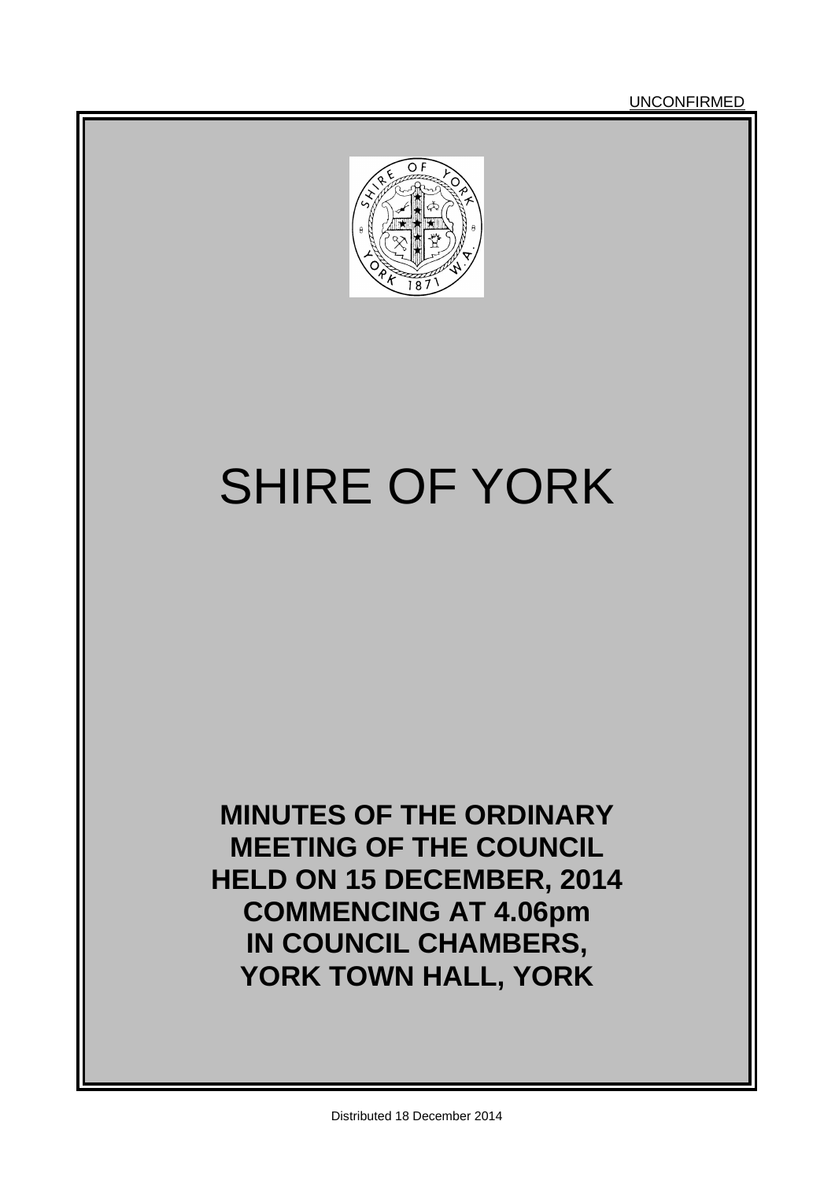UNCONFIRMED

# SHIRE OF YORK

**MINUTES OF THE ORDINARY MEETING OF THE COUNCIL HELD ON 15 DECEMBER, 2014 COMMENCING AT 4.06pm IN COUNCIL CHAMBERS, YORK TOWN HALL, YORK**

Distributed 18 December 2014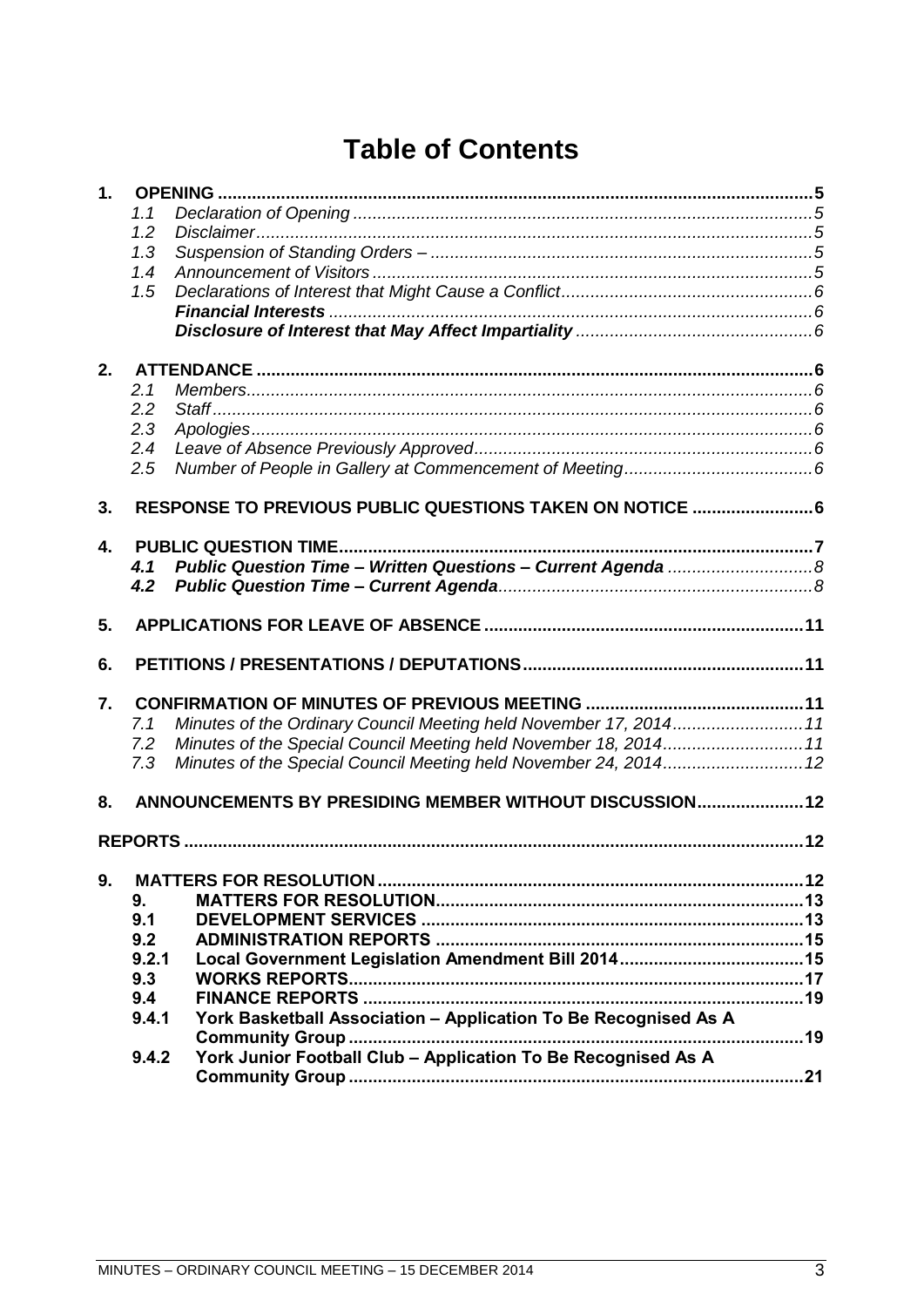# Table of Contents

**1. OPENING** .......... 5

- *1.1 Declaration of Opening* .......... 5
- *1.2 Disclaimer* .......... 5
- *1.3 Suspension of Standing Orders –* .......... 5
- *1.4 Announcement of Visitors* .......... 5
- *1.5 Declarations of Interest that Might Cause a Conflict* .......... 6
  - ***Financial Interests*** .......... 6
  - ***Disclosure of Interest that May Affect Impartiality*** .......... 6

**2. ATTENDANCE** .......... 6

- *2.1 Members* .......... 6
- *2.2 Staff* .......... 6
- *2.3 Apologies* .......... 6
- *2.4 Leave of Absence Previously Approved* .......... 6
- *2.5 Number of People in Gallery at Commencement of Meeting* .......... 6

**3. RESPONSE TO PREVIOUS PUBLIC QUESTIONS TAKEN ON NOTICE** .......... 6

**4. PUBLIC QUESTION TIME** .......... 7

- ***4.1 Public Question Time – Written Questions – Current Agenda*** .......... 8
- ***4.2 Public Question Time – Current Agenda*** .......... 8

**5. APPLICATIONS FOR LEAVE OF ABSENCE** .......... 11

**6. PETITIONS / PRESENTATIONS / DEPUTATIONS** .......... 11

**7. CONFIRMATION OF MINUTES OF PREVIOUS MEETING** .......... 11

- *7.1 Minutes of the Ordinary Council Meeting held November 17, 2014* .......... 11
- *7.2 Minutes of the Special Council Meeting held November 18, 2014* .......... 11
- *7.3 Minutes of the Special Council Meeting held November 24, 2014* .......... 12

**8. ANNOUNCEMENTS BY PRESIDING MEMBER WITHOUT DISCUSSION** .......... 12

**REPORTS** .......... 12

**9. MATTERS FOR RESOLUTION** .......... 12

- **9. MATTERS FOR RESOLUTION** .......... 13
- **9.1 DEVELOPMENT SERVICES** .......... 13
- **9.2 ADMINISTRATION REPORTS** .......... 15
- **9.2.1 Local Government Legislation Amendment Bill 2014** .......... 15
- **9.3 WORKS REPORTS** .......... 17
- **9.4 FINANCE REPORTS** .......... 19
- **9.4.1 York Basketball Association – Application To Be Recognised As A Community Group** .......... 19
- **9.4.2 York Junior Football Club – Application To Be Recognised As A Community Group** .......... 21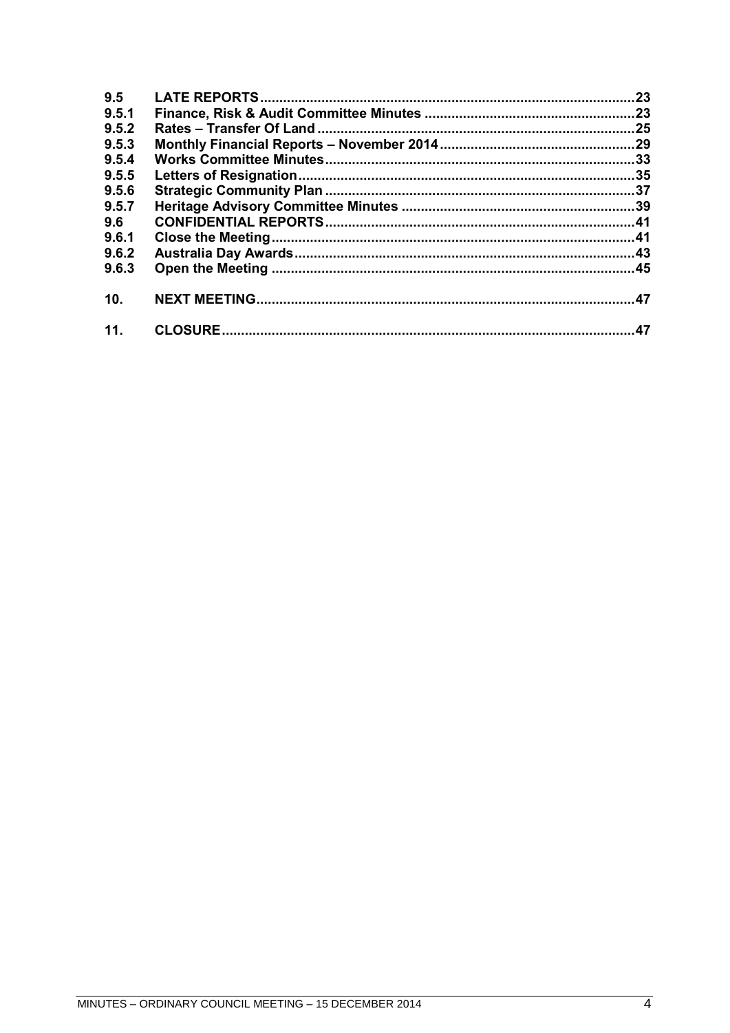| | | |
|---|---|---|
| **9.5** | **LATE REPORTS** | **23** |
| **9.5.1** | **Finance, Risk & Audit Committee Minutes** | **23** |
| **9.5.2** | **Rates – Transfer Of Land** | **25** |
| **9.5.3** | **Monthly Financial Reports – November 2014** | **29** |
| **9.5.4** | **Works Committee Minutes** | **33** |
| **9.5.5** | **Letters of Resignation** | **35** |
| **9.5.6** | **Strategic Community Plan** | **37** |
| **9.5.7** | **Heritage Advisory Committee Minutes** | **39** |
| **9.6** | **CONFIDENTIAL REPORTS** | **41** |
| **9.6.1** | **Close the Meeting** | **41** |
| **9.6.2** | **Australia Day Awards** | **43** |
| **9.6.3** | **Open the Meeting** | **45** |
| **10.** | **NEXT MEETING** | **47** |
| **11.** | **CLOSURE** | **47** |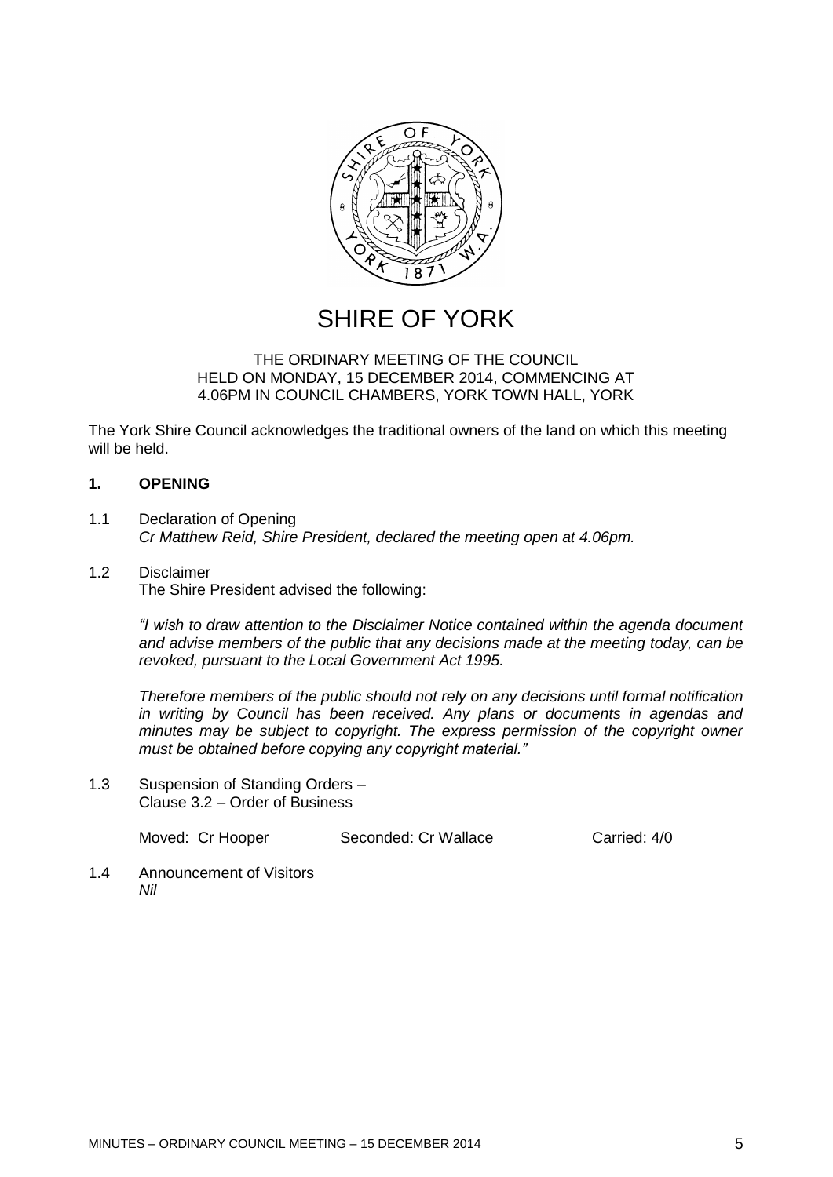# SHIRE OF YORK

THE ORDINARY MEETING OF THE COUNCIL
HELD ON MONDAY, 15 DECEMBER 2014, COMMENCING AT
4.06PM IN COUNCIL CHAMBERS, YORK TOWN HALL, YORK

The York Shire Council acknowledges the traditional owners of the land on which this meeting will be held.

## 1. OPENING

1.1 Declaration of Opening
*Cr Matthew Reid, Shire President, declared the meeting open at 4.06pm.*

1.2 Disclaimer
The Shire President advised the following:

*"I wish to draw attention to the Disclaimer Notice contained within the agenda document and advise members of the public that any decisions made at the meeting today, can be revoked, pursuant to the Local Government Act 1995.*

*Therefore members of the public should not rely on any decisions until formal notification in writing by Council has been received. Any plans or documents in agendas and minutes may be subject to copyright. The express permission of the copyright owner must be obtained before copying any copyright material."*

1.3 Suspension of Standing Orders –
Clause 3.2 – Order of Business

Moved: Cr Hooper    Seconded: Cr Wallace    Carried: 4/0

1.4 Announcement of Visitors
*Nil*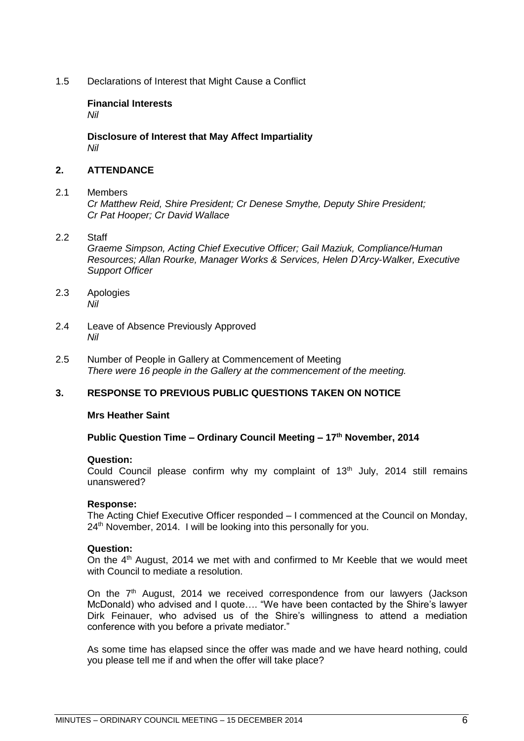1.5 Declarations of Interest that Might Cause a Conflict

**Financial Interests**
*Nil*

**Disclosure of Interest that May Affect Impartiality**
*Nil*

## 2. ATTENDANCE

2.1 Members
*Cr Matthew Reid, Shire President; Cr Denese Smythe, Deputy Shire President; Cr Pat Hooper; Cr David Wallace*

2.2 Staff
*Graeme Simpson, Acting Chief Executive Officer; Gail Maziuk, Compliance/Human Resources; Allan Rourke, Manager Works & Services, Helen D'Arcy-Walker, Executive Support Officer*

2.3 Apologies
*Nil*

2.4 Leave of Absence Previously Approved
*Nil*

2.5 Number of People in Gallery at Commencement of Meeting
*There were 16 people in the Gallery at the commencement of the meeting.*

## 3. RESPONSE TO PREVIOUS PUBLIC QUESTIONS TAKEN ON NOTICE

**Mrs Heather Saint**

**Public Question Time – Ordinary Council Meeting – 17th November, 2014**

**Question:**
Could Council please confirm why my complaint of 13th July, 2014 still remains unanswered?

**Response:**
The Acting Chief Executive Officer responded – I commenced at the Council on Monday, 24th November, 2014. I will be looking into this personally for you.

**Question:**
On the 4th August, 2014 we met with and confirmed to Mr Keeble that we would meet with Council to mediate a resolution.

On the 7th August, 2014 we received correspondence from our lawyers (Jackson McDonald) who advised and I quote…. "We have been contacted by the Shire's lawyer Dirk Feinauer, who advised us of the Shire's willingness to attend a mediation conference with you before a private mediator."

As some time has elapsed since the offer was made and we have heard nothing, could you please tell me if and when the offer will take place?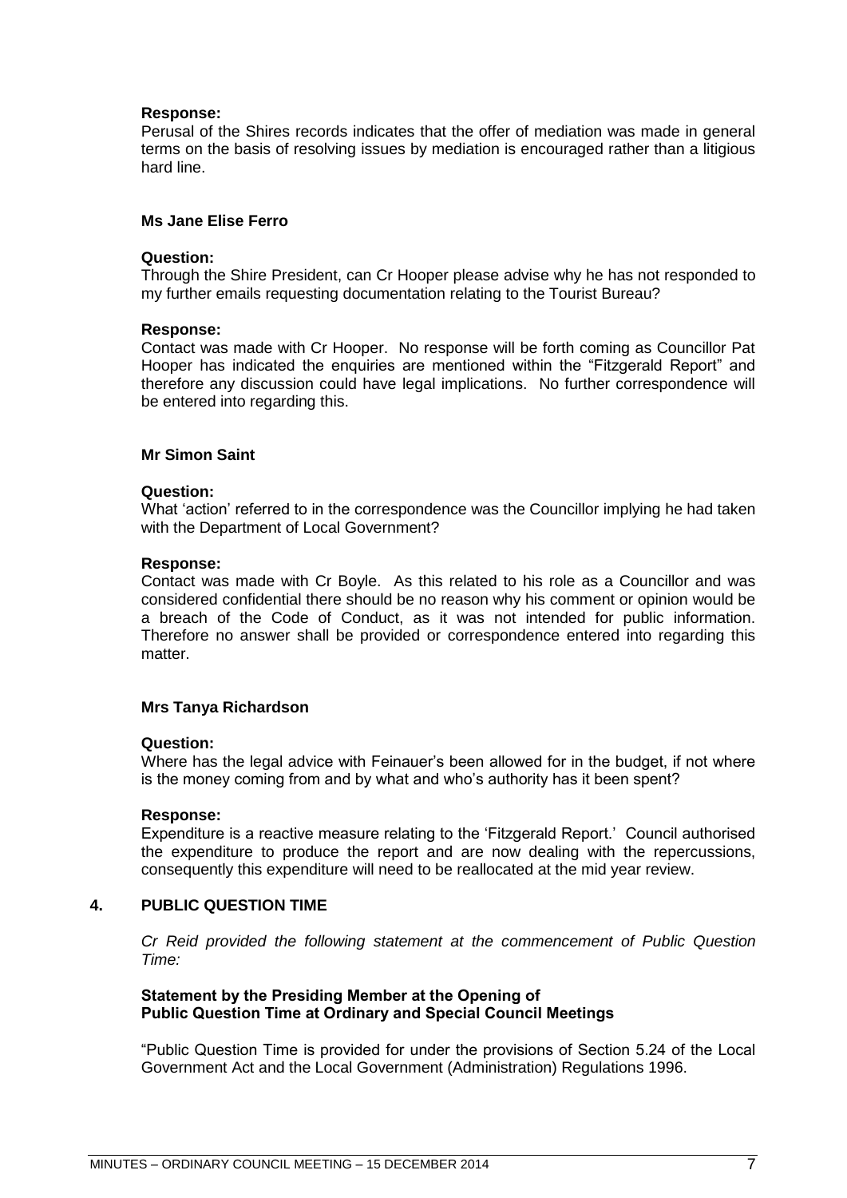**Response:**
Perusal of the Shires records indicates that the offer of mediation was made in general terms on the basis of resolving issues by mediation is encouraged rather than a litigious hard line.

**Ms Jane Elise Ferro**

**Question:**
Through the Shire President, can Cr Hooper please advise why he has not responded to my further emails requesting documentation relating to the Tourist Bureau?

**Response:**
Contact was made with Cr Hooper. No response will be forth coming as Councillor Pat Hooper has indicated the enquiries are mentioned within the "Fitzgerald Report" and therefore any discussion could have legal implications. No further correspondence will be entered into regarding this.

**Mr Simon Saint**

**Question:**
What 'action' referred to in the correspondence was the Councillor implying he had taken with the Department of Local Government?

**Response:**
Contact was made with Cr Boyle. As this related to his role as a Councillor and was considered confidential there should be no reason why his comment or opinion would be a breach of the Code of Conduct, as it was not intended for public information. Therefore no answer shall be provided or correspondence entered into regarding this matter.

**Mrs Tanya Richardson**

**Question:**
Where has the legal advice with Feinauer's been allowed for in the budget, if not where is the money coming from and by what and who's authority has it been spent?

**Response:**
Expenditure is a reactive measure relating to the 'Fitzgerald Report.' Council authorised the expenditure to produce the report and are now dealing with the repercussions, consequently this expenditure will need to be reallocated at the mid year review.

## 4. PUBLIC QUESTION TIME

*Cr Reid provided the following statement at the commencement of Public Question Time:*

**Statement by the Presiding Member at the Opening of Public Question Time at Ordinary and Special Council Meetings**

"Public Question Time is provided for under the provisions of Section 5.24 of the Local Government Act and the Local Government (Administration) Regulations 1996.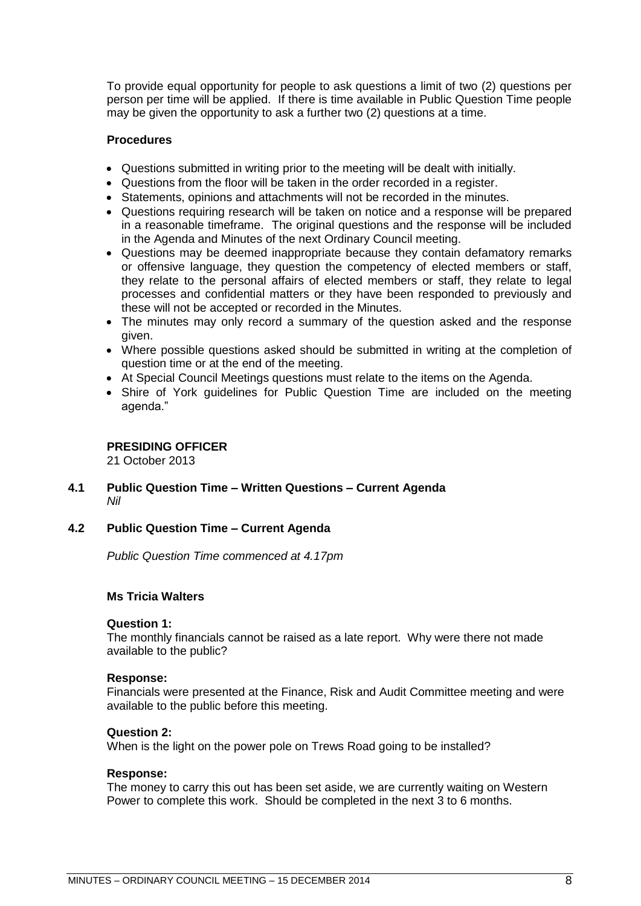To provide equal opportunity for people to ask questions a limit of two (2) questions per person per time will be applied. If there is time available in Public Question Time people may be given the opportunity to ask a further two (2) questions at a time.

**Procedures**

- Questions submitted in writing prior to the meeting will be dealt with initially.
- Questions from the floor will be taken in the order recorded in a register.
- Statements, opinions and attachments will not be recorded in the minutes.
- Questions requiring research will be taken on notice and a response will be prepared in a reasonable timeframe. The original questions and the response will be included in the Agenda and Minutes of the next Ordinary Council meeting.
- Questions may be deemed inappropriate because they contain defamatory remarks or offensive language, they question the competency of elected members or staff, they relate to the personal affairs of elected members or staff, they relate to legal processes and confidential matters or they have been responded to previously and these will not be accepted or recorded in the Minutes.
- The minutes may only record a summary of the question asked and the response given.
- Where possible questions asked should be submitted in writing at the completion of question time or at the end of the meeting.
- At Special Council Meetings questions must relate to the items on the Agenda.
- Shire of York guidelines for Public Question Time are included on the meeting agenda."

**PRESIDING OFFICER**
21 October 2013

### 4.1 Public Question Time – Written Questions – Current Agenda

*Nil*

### 4.2 Public Question Time – Current Agenda

*Public Question Time commenced at 4.17pm*

**Ms Tricia Walters**

**Question 1:**
The monthly financials cannot be raised as a late report. Why were there not made available to the public?

**Response:**
Financials were presented at the Finance, Risk and Audit Committee meeting and were available to the public before this meeting.

**Question 2:**
When is the light on the power pole on Trews Road going to be installed?

**Response:**
The money to carry this out has been set aside, we are currently waiting on Western Power to complete this work. Should be completed in the next 3 to 6 months.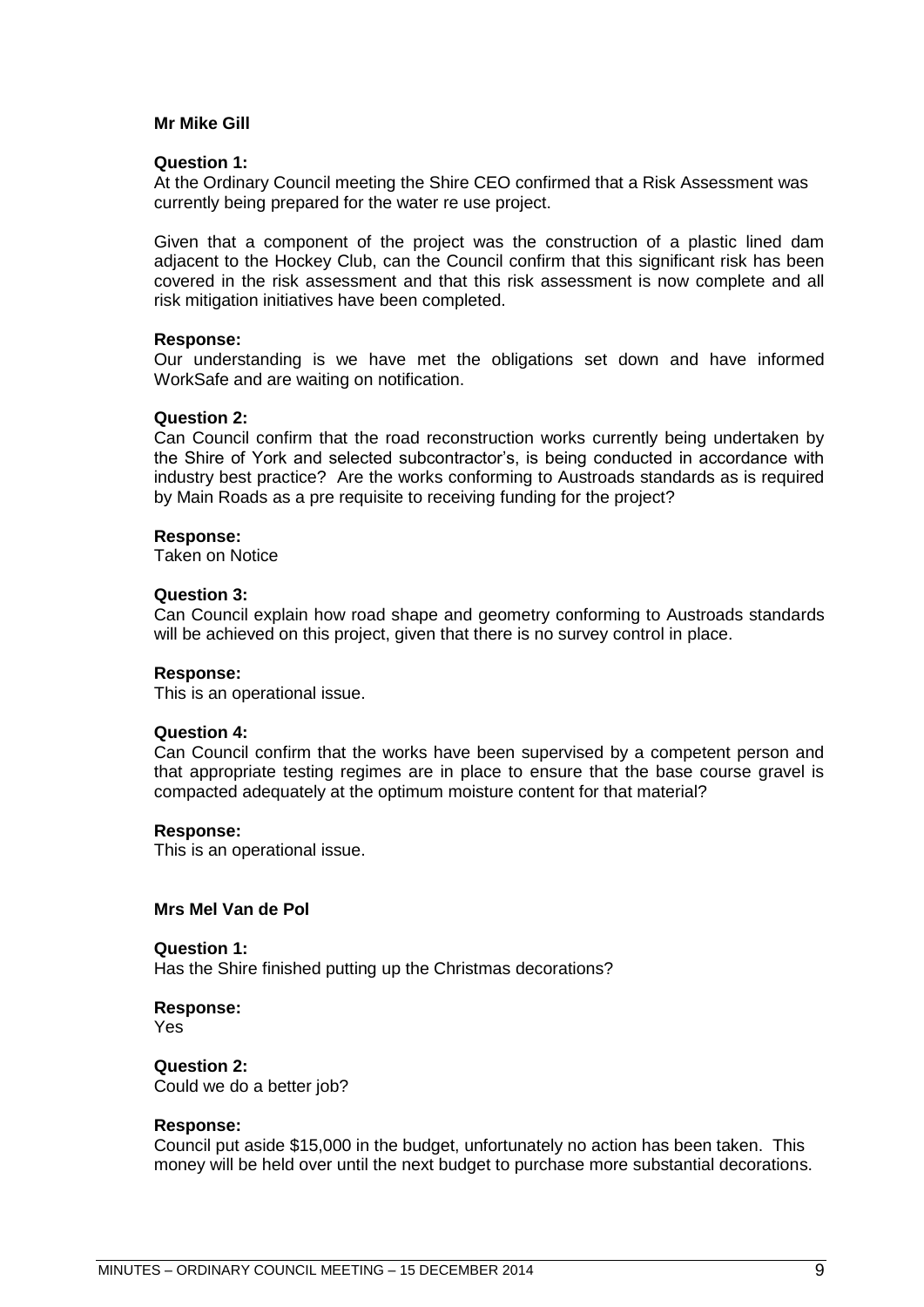**Mr Mike Gill**

**Question 1:**
At the Ordinary Council meeting the Shire CEO confirmed that a Risk Assessment was currently being prepared for the water re use project.

Given that a component of the project was the construction of a plastic lined dam adjacent to the Hockey Club, can the Council confirm that this significant risk has been covered in the risk assessment and that this risk assessment is now complete and all risk mitigation initiatives have been completed.

**Response:**
Our understanding is we have met the obligations set down and have informed WorkSafe and are waiting on notification.

**Question 2:**
Can Council confirm that the road reconstruction works currently being undertaken by the Shire of York and selected subcontractor's, is being conducted in accordance with industry best practice? Are the works conforming to Austroads standards as is required by Main Roads as a pre requisite to receiving funding for the project?

**Response:**
Taken on Notice

**Question 3:**
Can Council explain how road shape and geometry conforming to Austroads standards will be achieved on this project, given that there is no survey control in place.

**Response:**
This is an operational issue.

**Question 4:**
Can Council confirm that the works have been supervised by a competent person and that appropriate testing regimes are in place to ensure that the base course gravel is compacted adequately at the optimum moisture content for that material?

**Response:**
This is an operational issue.

**Mrs Mel Van de Pol**

**Question 1:**
Has the Shire finished putting up the Christmas decorations?

**Response:**
Yes

**Question 2:**
Could we do a better job?

**Response:**
Council put aside $15,000 in the budget, unfortunately no action has been taken. This money will be held over until the next budget to purchase more substantial decorations.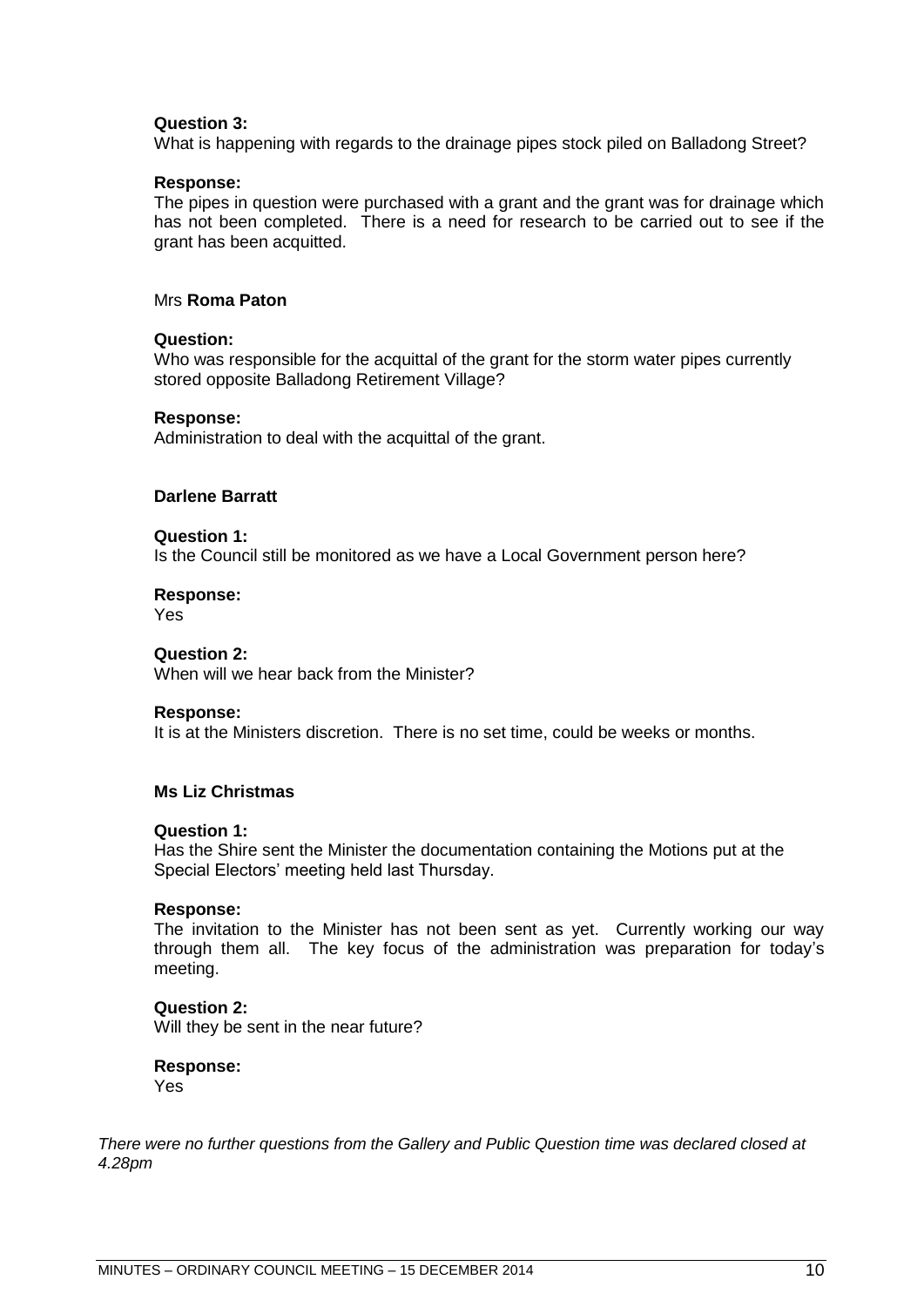**Question 3:**
What is happening with regards to the drainage pipes stock piled on Balladong Street?

**Response:**
The pipes in question were purchased with a grant and the grant was for drainage which has not been completed. There is a need for research to be carried out to see if the grant has been acquitted.

Mrs **Roma Paton**

**Question:**
Who was responsible for the acquittal of the grant for the storm water pipes currently stored opposite Balladong Retirement Village?

**Response:**
Administration to deal with the acquittal of the grant.

**Darlene Barratt**

**Question 1:**
Is the Council still be monitored as we have a Local Government person here?

**Response:**
Yes

**Question 2:**
When will we hear back from the Minister?

**Response:**
It is at the Ministers discretion. There is no set time, could be weeks or months.

**Ms Liz Christmas**

**Question 1:**
Has the Shire sent the Minister the documentation containing the Motions put at the Special Electors' meeting held last Thursday.

**Response:**
The invitation to the Minister has not been sent as yet. Currently working our way through them all. The key focus of the administration was preparation for today's meeting.

**Question 2:**
Will they be sent in the near future?

**Response:**
Yes

*There were no further questions from the Gallery and Public Question time was declared closed at 4.28pm*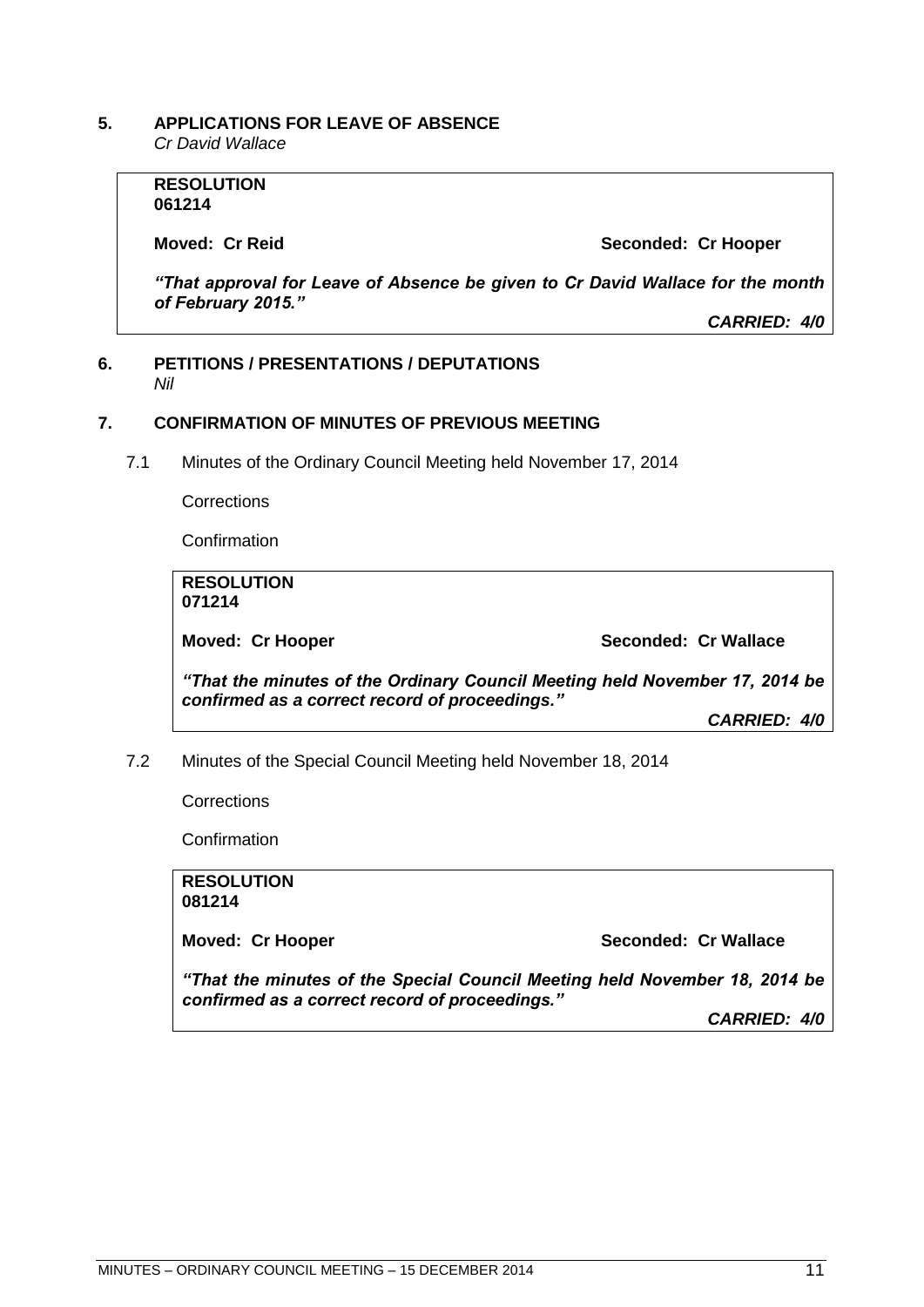## 5. APPLICATIONS FOR LEAVE OF ABSENCE

*Cr David Wallace*

> **RESOLUTION**
> **061214**
>
> **Moved: Cr Reid** **Seconded: Cr Hooper**
>
> ***"That approval for Leave of Absence be given to Cr David Wallace for the month of February 2015."***
>
> ***CARRIED: 4/0***

## 6. PETITIONS / PRESENTATIONS / DEPUTATIONS

*Nil*

## 7. CONFIRMATION OF MINUTES OF PREVIOUS MEETING

7.1 Minutes of the Ordinary Council Meeting held November 17, 2014

Corrections

Confirmation

> **RESOLUTION**
> **071214**
>
> **Moved: Cr Hooper** **Seconded: Cr Wallace**
>
> ***"That the minutes of the Ordinary Council Meeting held November 17, 2014 be confirmed as a correct record of proceedings."***
>
> ***CARRIED: 4/0***

7.2 Minutes of the Special Council Meeting held November 18, 2014

Corrections

Confirmation

> **RESOLUTION**
> **081214**
>
> **Moved: Cr Hooper** **Seconded: Cr Wallace**
>
> ***"That the minutes of the Special Council Meeting held November 18, 2014 be confirmed as a correct record of proceedings."***
>
> ***CARRIED: 4/0***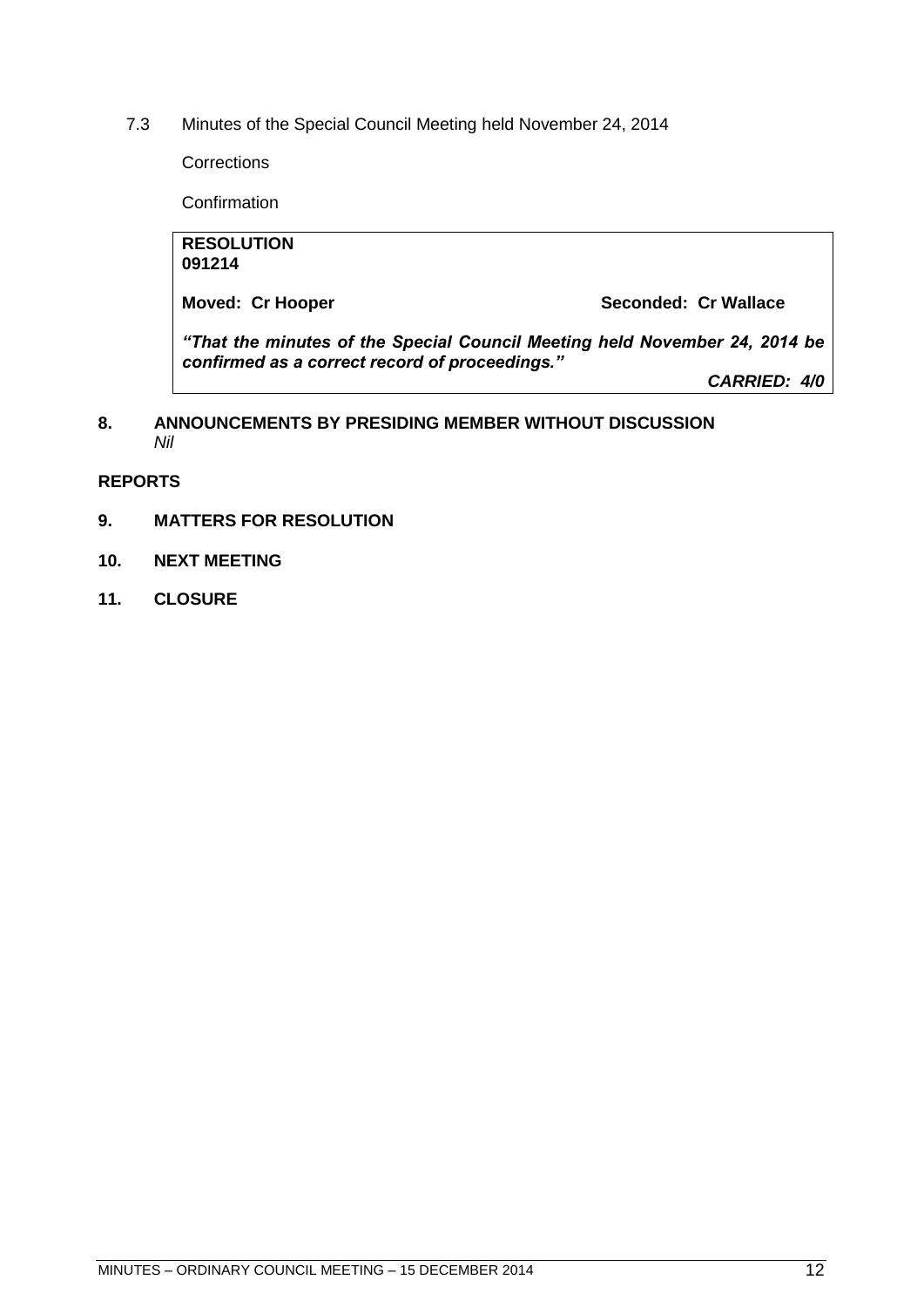7.3 Minutes of the Special Council Meeting held November 24, 2014

Corrections

Confirmation

**RESOLUTION**
**091214**

**Moved: Cr Hooper** **Seconded: Cr Wallace**

***"That the minutes of the Special Council Meeting held November 24, 2014 be confirmed as a correct record of proceedings."***

***CARRIED: 4/0***

## 8. ANNOUNCEMENTS BY PRESIDING MEMBER WITHOUT DISCUSSION

*Nil*

## REPORTS

## 9. MATTERS FOR RESOLUTION

## 10. NEXT MEETING

## 11. CLOSURE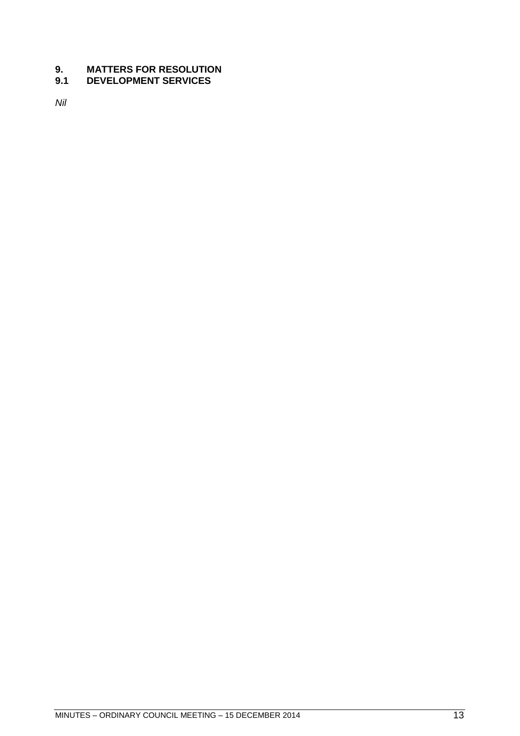# 9. MATTERS FOR RESOLUTION

## 9.1 DEVELOPMENT SERVICES

*Nil*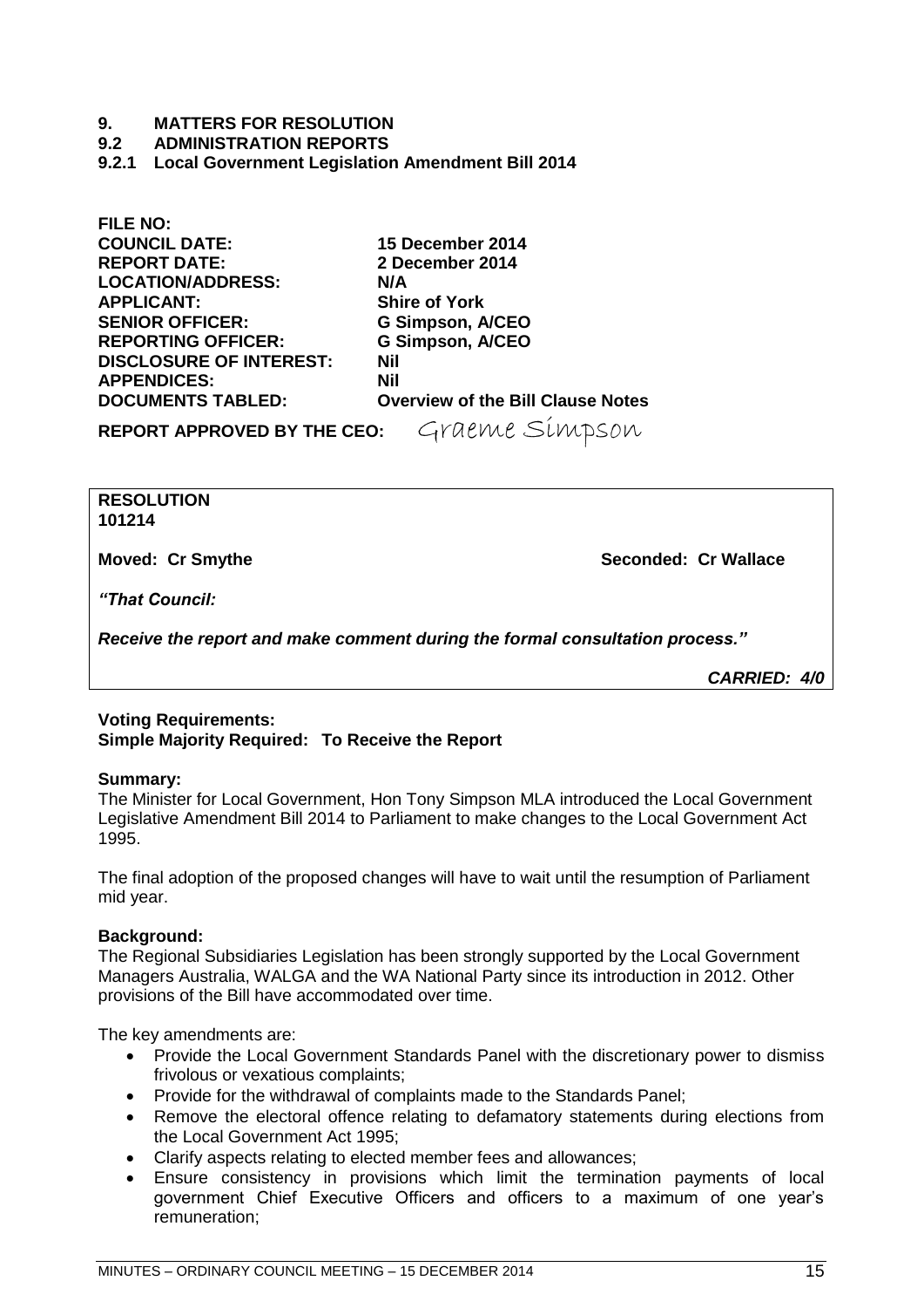# 9. MATTERS FOR RESOLUTION

## 9.2 ADMINISTRATION REPORTS

### 9.2.1 Local Government Legislation Amendment Bill 2014

| | |
|---|---|
| **FILE NO:** | |
| **COUNCIL DATE:** | **15 December 2014** |
| **REPORT DATE:** | **2 December 2014** |
| **LOCATION/ADDRESS:** | **N/A** |
| **APPLICANT:** | **Shire of York** |
| **SENIOR OFFICER:** | **G Simpson, A/CEO** |
| **REPORTING OFFICER:** | **G Simpson, A/CEO** |
| **DISCLOSURE OF INTEREST:** | **Nil** |
| **APPENDICES:** | **Nil** |
| **DOCUMENTS TABLED:** | **Overview of the Bill Clause Notes** |

**REPORT APPROVED BY THE CEO:** Graeme Simpson

**RESOLUTION**
**101214**

**Moved: Cr Smythe** **Seconded: Cr Wallace**

***"That Council:***

***Receive the report and make comment during the formal consultation process."***

***CARRIED: 4/0***

**Voting Requirements:**
**Simple Majority Required: To Receive the Report**

**Summary:**
The Minister for Local Government, Hon Tony Simpson MLA introduced the Local Government Legislative Amendment Bill 2014 to Parliament to make changes to the Local Government Act 1995.

The final adoption of the proposed changes will have to wait until the resumption of Parliament mid year.

**Background:**
The Regional Subsidiaries Legislation has been strongly supported by the Local Government Managers Australia, WALGA and the WA National Party since its introduction in 2012. Other provisions of the Bill have accommodated over time.

The key amendments are:

- Provide the Local Government Standards Panel with the discretionary power to dismiss frivolous or vexatious complaints;
- Provide for the withdrawal of complaints made to the Standards Panel;
- Remove the electoral offence relating to defamatory statements during elections from the Local Government Act 1995;
- Clarify aspects relating to elected member fees and allowances;
- Ensure consistency in provisions which limit the termination payments of local government Chief Executive Officers and officers to a maximum of one year's remuneration;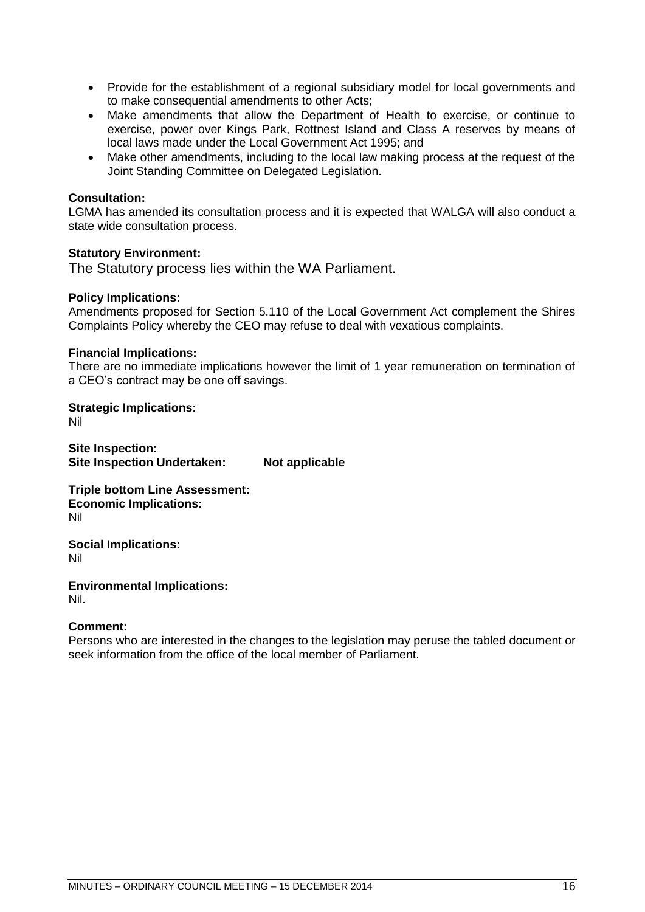- Provide for the establishment of a regional subsidiary model for local governments and to make consequential amendments to other Acts;
- Make amendments that allow the Department of Health to exercise, or continue to exercise, power over Kings Park, Rottnest Island and Class A reserves by means of local laws made under the Local Government Act 1995; and
- Make other amendments, including to the local law making process at the request of the Joint Standing Committee on Delegated Legislation.

**Consultation:**
LGMA has amended its consultation process and it is expected that WALGA will also conduct a state wide consultation process.

**Statutory Environment:**
The Statutory process lies within the WA Parliament.

**Policy Implications:**
Amendments proposed for Section 5.110 of the Local Government Act complement the Shires Complaints Policy whereby the CEO may refuse to deal with vexatious complaints.

**Financial Implications:**
There are no immediate implications however the limit of 1 year remuneration on termination of a CEO's contract may be one off savings.

**Strategic Implications:**
Nil

**Site Inspection:**
**Site Inspection Undertaken: Not applicable**

**Triple bottom Line Assessment:**
**Economic Implications:**
Nil

**Social Implications:**
Nil

**Environmental Implications:**
Nil.

**Comment:**
Persons who are interested in the changes to the legislation may peruse the tabled document or seek information from the office of the local member of Parliament.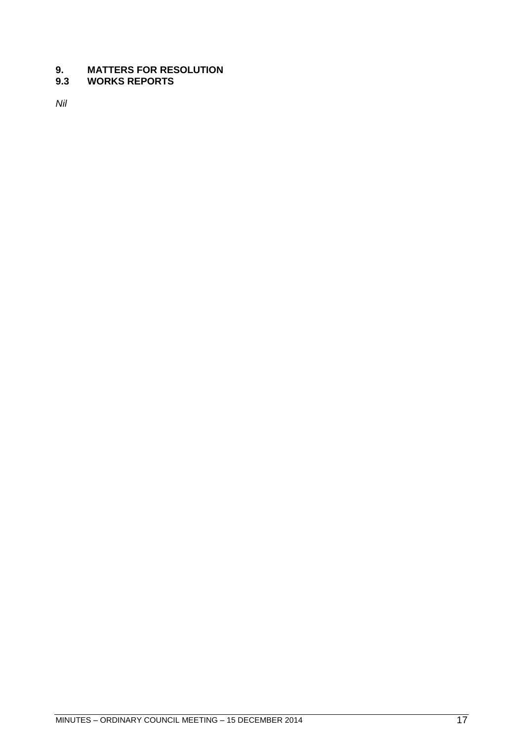# 9. MATTERS FOR RESOLUTION

## 9.3 WORKS REPORTS

*Nil*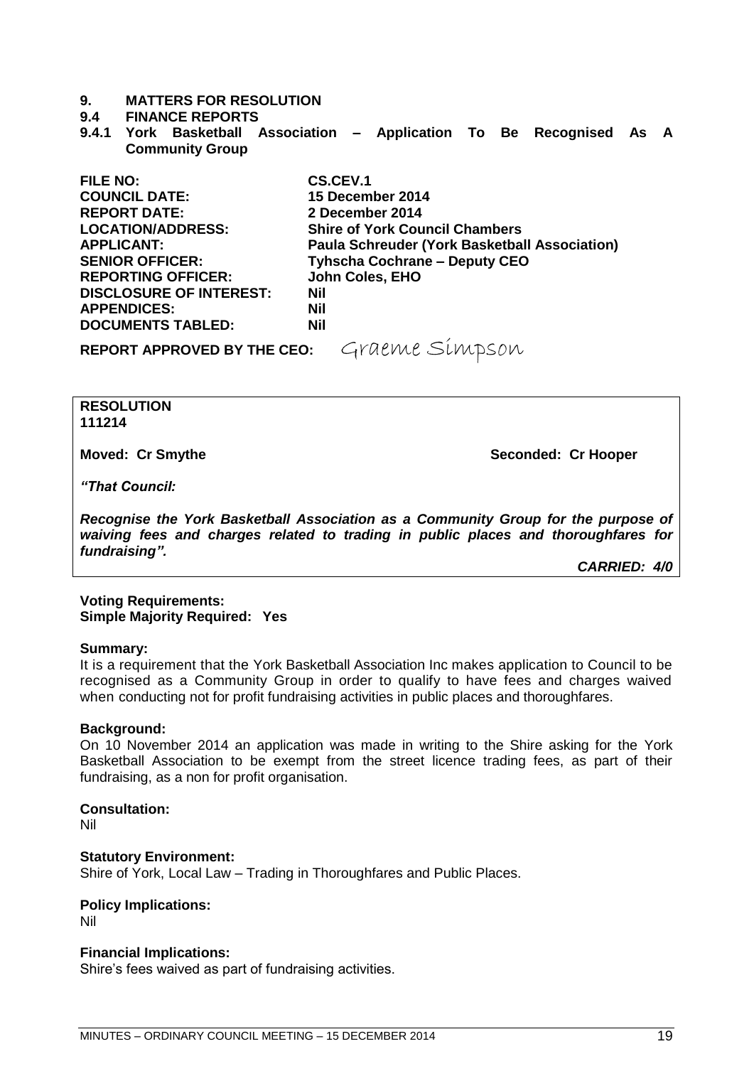# 9. MATTERS FOR RESOLUTION

## 9.4 FINANCE REPORTS

### 9.4.1 York Basketball Association – Application To Be Recognised As A Community Group

| | |
|---|---|
| **FILE NO:** | **CS.CEV.1** |
| **COUNCIL DATE:** | **15 December 2014** |
| **REPORT DATE:** | **2 December 2014** |
| **LOCATION/ADDRESS:** | **Shire of York Council Chambers** |
| **APPLICANT:** | **Paula Schreuder (York Basketball Association)** |
| **SENIOR OFFICER:** | **Tyhscha Cochrane – Deputy CEO** |
| **REPORTING OFFICER:** | **John Coles, EHO** |
| **DISCLOSURE OF INTEREST:** | **Nil** |
| **APPENDICES:** | **Nil** |
| **DOCUMENTS TABLED:** | **Nil** |

**REPORT APPROVED BY THE CEO:** Graeme Simpson

**RESOLUTION**
**111214**

**Moved: Cr Smythe** **Seconded: Cr Hooper**

***"That Council:***

***Recognise the York Basketball Association as a Community Group for the purpose of waiving fees and charges related to trading in public places and thoroughfares for fundraising".***

***CARRIED: 4/0***

**Voting Requirements:**
**Simple Majority Required: Yes**

**Summary:**
It is a requirement that the York Basketball Association Inc makes application to Council to be recognised as a Community Group in order to qualify to have fees and charges waived when conducting not for profit fundraising activities in public places and thoroughfares.

**Background:**
On 10 November 2014 an application was made in writing to the Shire asking for the York Basketball Association to be exempt from the street licence trading fees, as part of their fundraising, as a non for profit organisation.

**Consultation:**
Nil

**Statutory Environment:**
Shire of York, Local Law – Trading in Thoroughfares and Public Places.

**Policy Implications:**
Nil

**Financial Implications:**
Shire's fees waived as part of fundraising activities.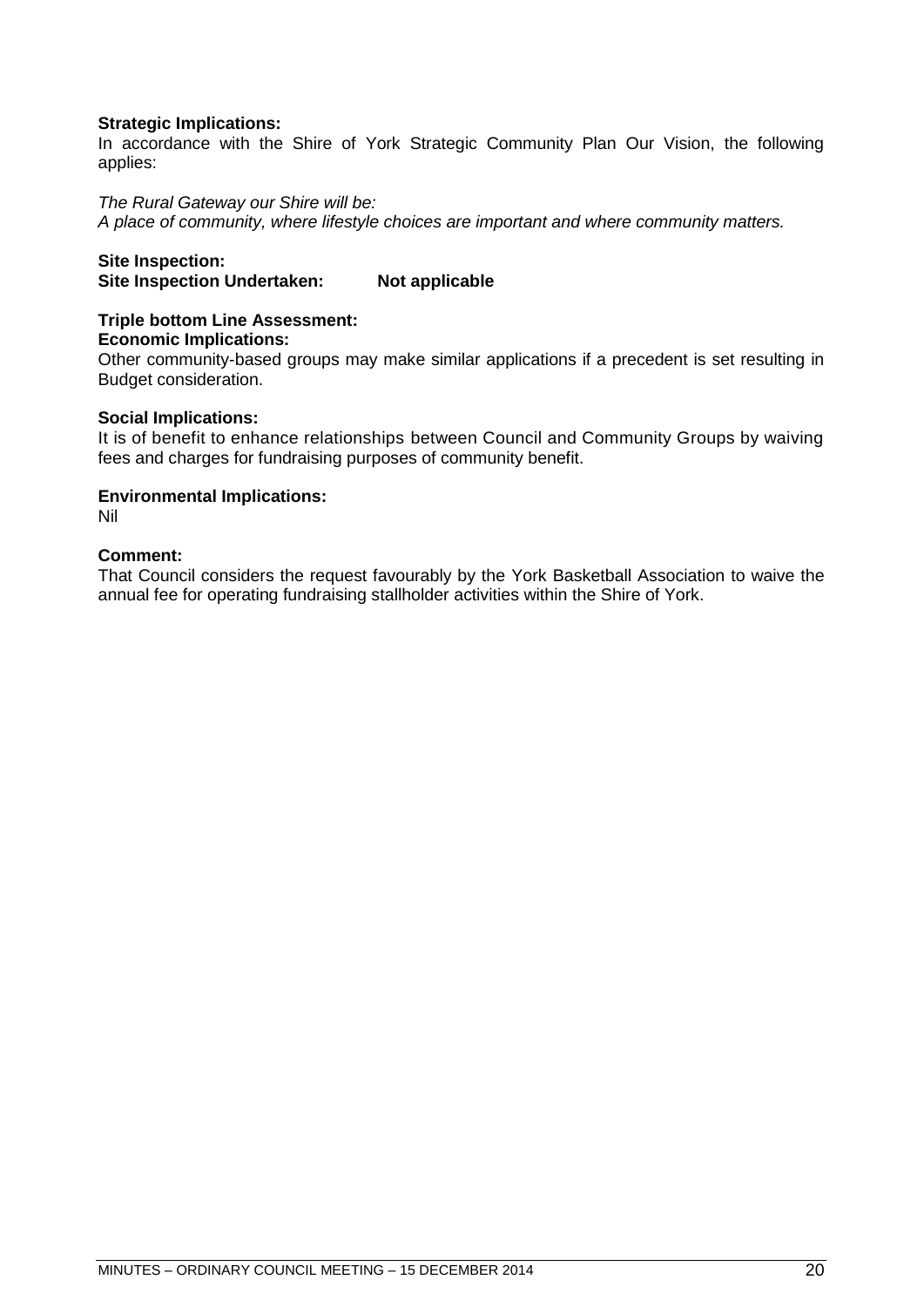**Strategic Implications:**
In accordance with the Shire of York Strategic Community Plan Our Vision, the following applies:

*The Rural Gateway our Shire will be:*
*A place of community, where lifestyle choices are important and where community matters.*

**Site Inspection:**
**Site Inspection Undertaken: Not applicable**

**Triple bottom Line Assessment:**
**Economic Implications:**
Other community-based groups may make similar applications if a precedent is set resulting in Budget consideration.

**Social Implications:**
It is of benefit to enhance relationships between Council and Community Groups by waiving fees and charges for fundraising purposes of community benefit.

**Environmental Implications:**
Nil

**Comment:**
That Council considers the request favourably by the York Basketball Association to waive the annual fee for operating fundraising stallholder activities within the Shire of York.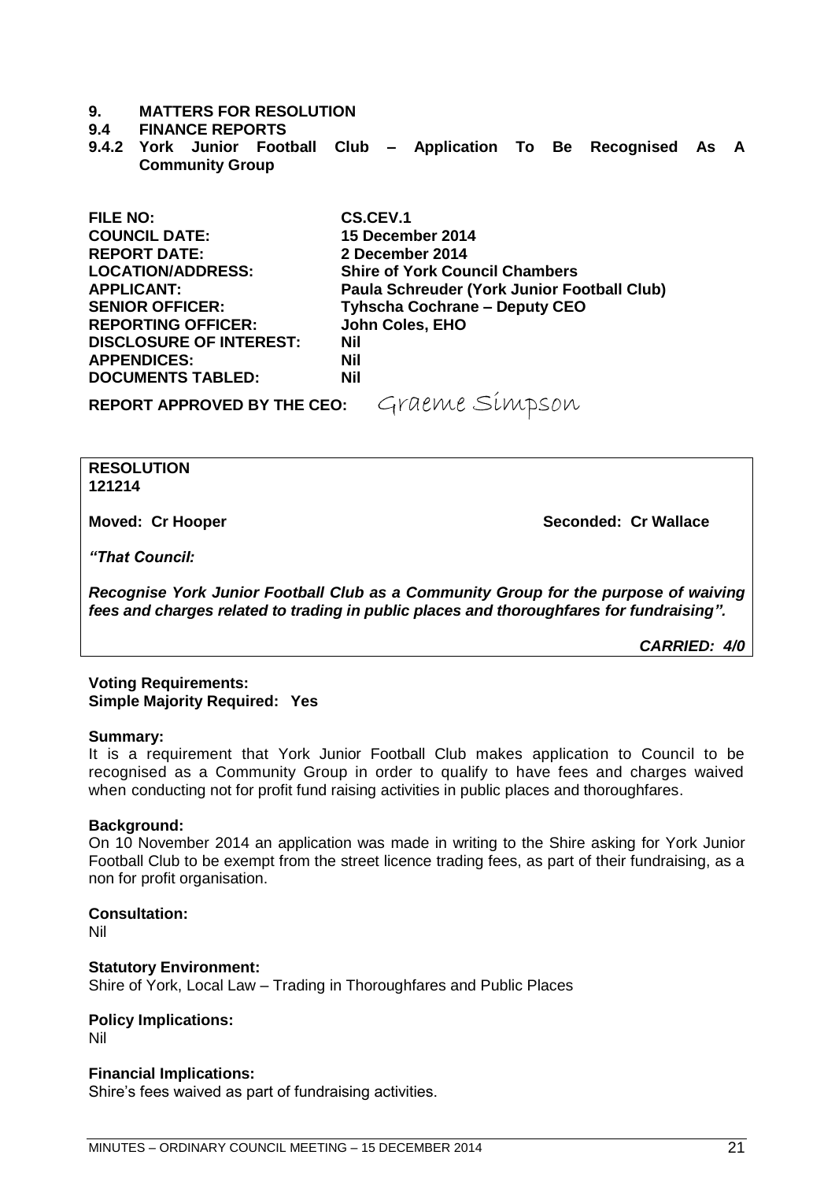# 9. MATTERS FOR RESOLUTION

## 9.4 FINANCE REPORTS

### 9.4.2 York Junior Football Club – Application To Be Recognised As A Community Group

| | |
|---|---|
| **FILE NO:** | **CS.CEV.1** |
| **COUNCIL DATE:** | **15 December 2014** |
| **REPORT DATE:** | **2 December 2014** |
| **LOCATION/ADDRESS:** | **Shire of York Council Chambers** |
| **APPLICANT:** | **Paula Schreuder (York Junior Football Club)** |
| **SENIOR OFFICER:** | **Tyhscha Cochrane – Deputy CEO** |
| **REPORTING OFFICER:** | **John Coles, EHO** |
| **DISCLOSURE OF INTEREST:** | **Nil** |
| **APPENDICES:** | **Nil** |
| **DOCUMENTS TABLED:** | **Nil** |

**REPORT APPROVED BY THE CEO:** Graeme Simpson

**RESOLUTION**
**121214**

**Moved: Cr Hooper** **Seconded: Cr Wallace**

***"That Council:***

***Recognise York Junior Football Club as a Community Group for the purpose of waiving fees and charges related to trading in public places and thoroughfares for fundraising".***

***CARRIED: 4/0***

**Voting Requirements:**
**Simple Majority Required: Yes**

**Summary:**
It is a requirement that York Junior Football Club makes application to Council to be recognised as a Community Group in order to qualify to have fees and charges waived when conducting not for profit fund raising activities in public places and thoroughfares.

**Background:**
On 10 November 2014 an application was made in writing to the Shire asking for York Junior Football Club to be exempt from the street licence trading fees, as part of their fundraising, as a non for profit organisation.

**Consultation:**
Nil

**Statutory Environment:**
Shire of York, Local Law – Trading in Thoroughfares and Public Places

**Policy Implications:**
Nil

**Financial Implications:**
Shire's fees waived as part of fundraising activities.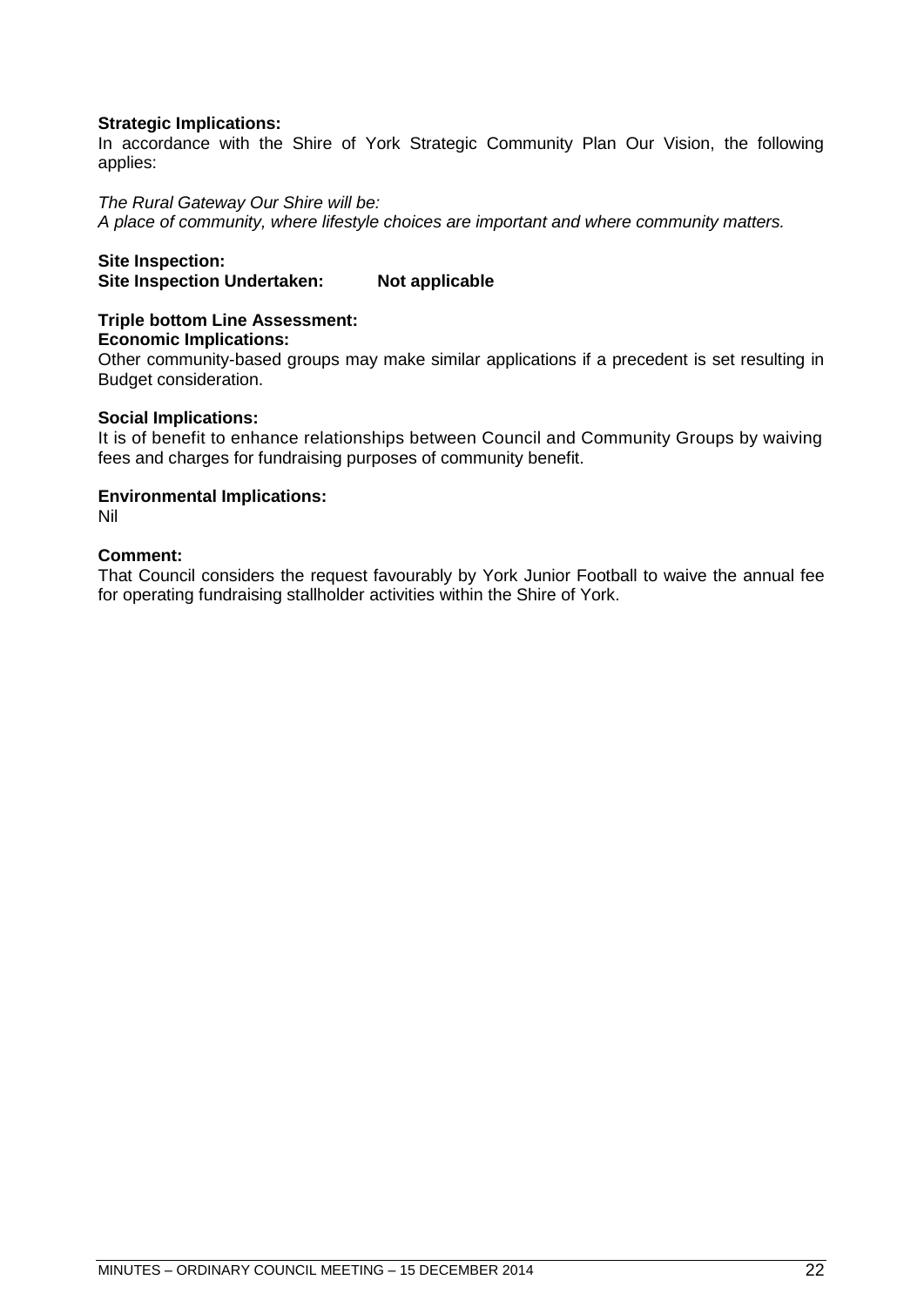**Strategic Implications:**
In accordance with the Shire of York Strategic Community Plan Our Vision, the following applies:

*The Rural Gateway Our Shire will be:*
*A place of community, where lifestyle choices are important and where community matters.*

**Site Inspection:**
**Site Inspection Undertaken: Not applicable**

**Triple bottom Line Assessment:**
**Economic Implications:**
Other community-based groups may make similar applications if a precedent is set resulting in Budget consideration.

**Social Implications:**
It is of benefit to enhance relationships between Council and Community Groups by waiving fees and charges for fundraising purposes of community benefit.

**Environmental Implications:**
Nil

**Comment:**
That Council considers the request favourably by York Junior Football to waive the annual fee for operating fundraising stallholder activities within the Shire of York.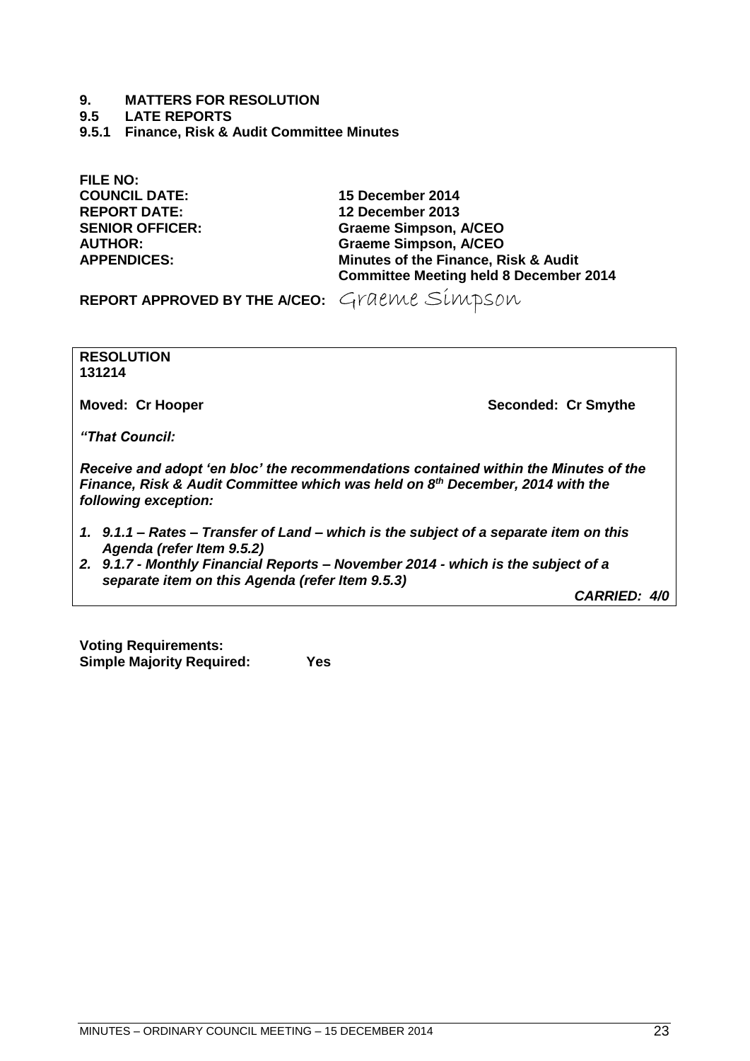# 9. MATTERS FOR RESOLUTION

## 9.5 LATE REPORTS

### 9.5.1 Finance, Risk & Audit Committee Minutes

| | |
|---|---|
| **FILE NO:** | |
| **COUNCIL DATE:** | **15 December 2014** |
| **REPORT DATE:** | **12 December 2013** |
| **SENIOR OFFICER:** | **Graeme Simpson, A/CEO** |
| **AUTHOR:** | **Graeme Simpson, A/CEO** |
| **APPENDICES:** | **Minutes of the Finance, Risk & Audit Committee Meeting held 8 December 2014** |

**REPORT APPROVED BY THE A/CEO:** Graeme Simpson

**RESOLUTION**
**131214**

**Moved: Cr Hooper** **Seconded: Cr Smythe**

***"That Council:***

***Receive and adopt 'en bloc' the recommendations contained within the Minutes of the Finance, Risk & Audit Committee which was held on 8th December, 2014 with the following exception:***

1. ***9.1.1 – Rates – Transfer of Land – which is the subject of a separate item on this Agenda (refer Item 9.5.2)***
2. ***9.1.7 - Monthly Financial Reports – November 2014 - which is the subject of a separate item on this Agenda (refer Item 9.5.3)***

***CARRIED: 4/0***

**Voting Requirements:**
**Simple Majority Required: Yes**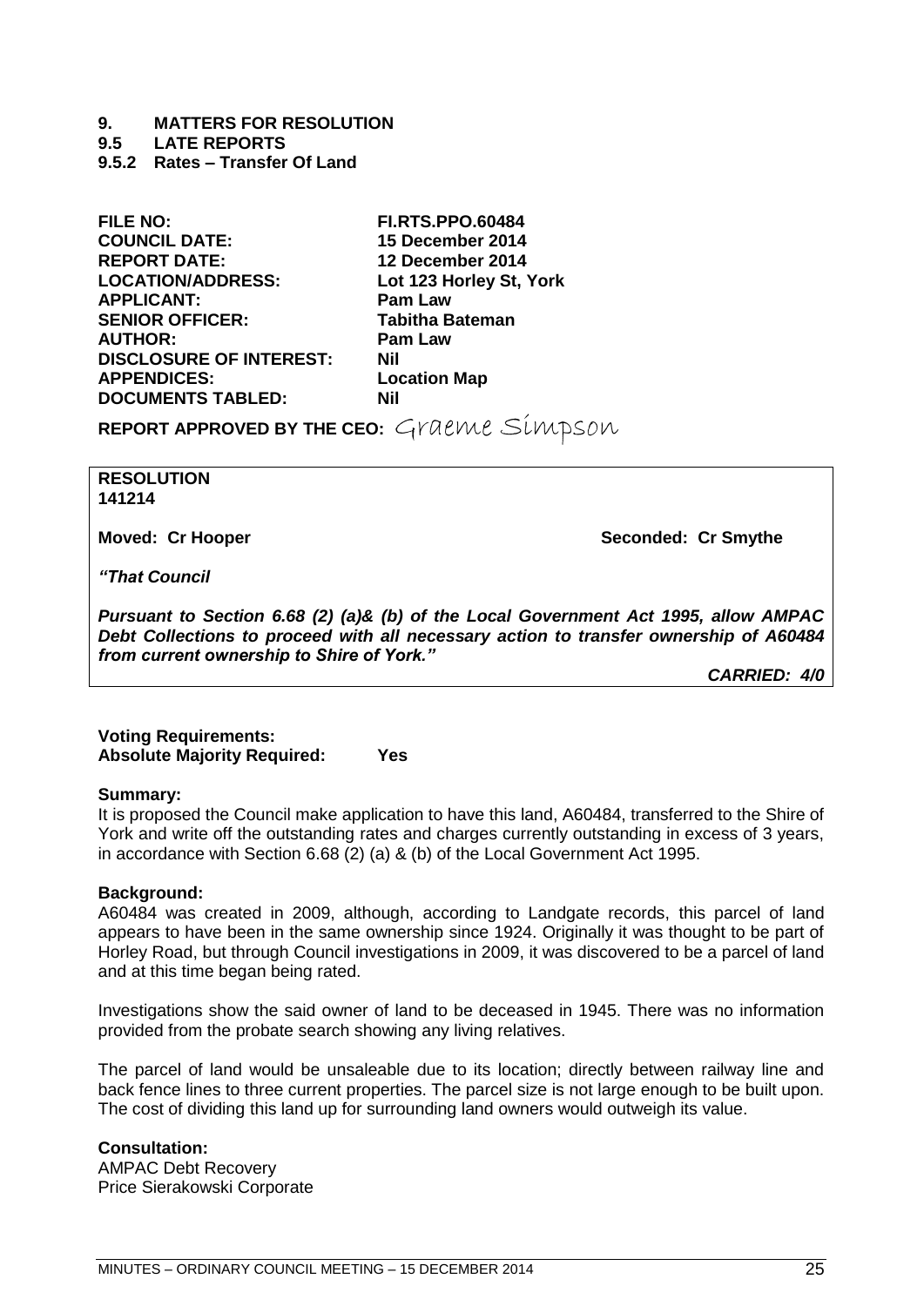# 9. MATTERS FOR RESOLUTION

## 9.5 LATE REPORTS

### 9.5.2 Rates – Transfer Of Land

| | |
|---|---|
| **FILE NO:** | **FI.RTS.PPO.60484** |
| **COUNCIL DATE:** | **15 December 2014** |
| **REPORT DATE:** | **12 December 2014** |
| **LOCATION/ADDRESS:** | **Lot 123 Horley St, York** |
| **APPLICANT:** | **Pam Law** |
| **SENIOR OFFICER:** | **Tabitha Bateman** |
| **AUTHOR:** | **Pam Law** |
| **DISCLOSURE OF INTEREST:** | **Nil** |
| **APPENDICES:** | **Location Map** |
| **DOCUMENTS TABLED:** | **Nil** |

**REPORT APPROVED BY THE CEO:** Graeme Simpson

**RESOLUTION**
**141214**

**Moved: Cr Hooper** **Seconded: Cr Smythe**

***"That Council***

***Pursuant to Section 6.68 (2) (a)& (b) of the Local Government Act 1995, allow AMPAC Debt Collections to proceed with all necessary action to transfer ownership of A60484 from current ownership to Shire of York."***

***CARRIED: 4/0***

**Voting Requirements:**
**Absolute Majority Required: Yes**

**Summary:**
It is proposed the Council make application to have this land, A60484, transferred to the Shire of York and write off the outstanding rates and charges currently outstanding in excess of 3 years, in accordance with Section 6.68 (2) (a) & (b) of the Local Government Act 1995.

**Background:**
A60484 was created in 2009, although, according to Landgate records, this parcel of land appears to have been in the same ownership since 1924. Originally it was thought to be part of Horley Road, but through Council investigations in 2009, it was discovered to be a parcel of land and at this time began being rated.

Investigations show the said owner of land to be deceased in 1945. There was no information provided from the probate search showing any living relatives.

The parcel of land would be unsaleable due to its location; directly between railway line and back fence lines to three current properties. The parcel size is not large enough to be built upon. The cost of dividing this land up for surrounding land owners would outweigh its value.

**Consultation:**
AMPAC Debt Recovery
Price Sierakowski Corporate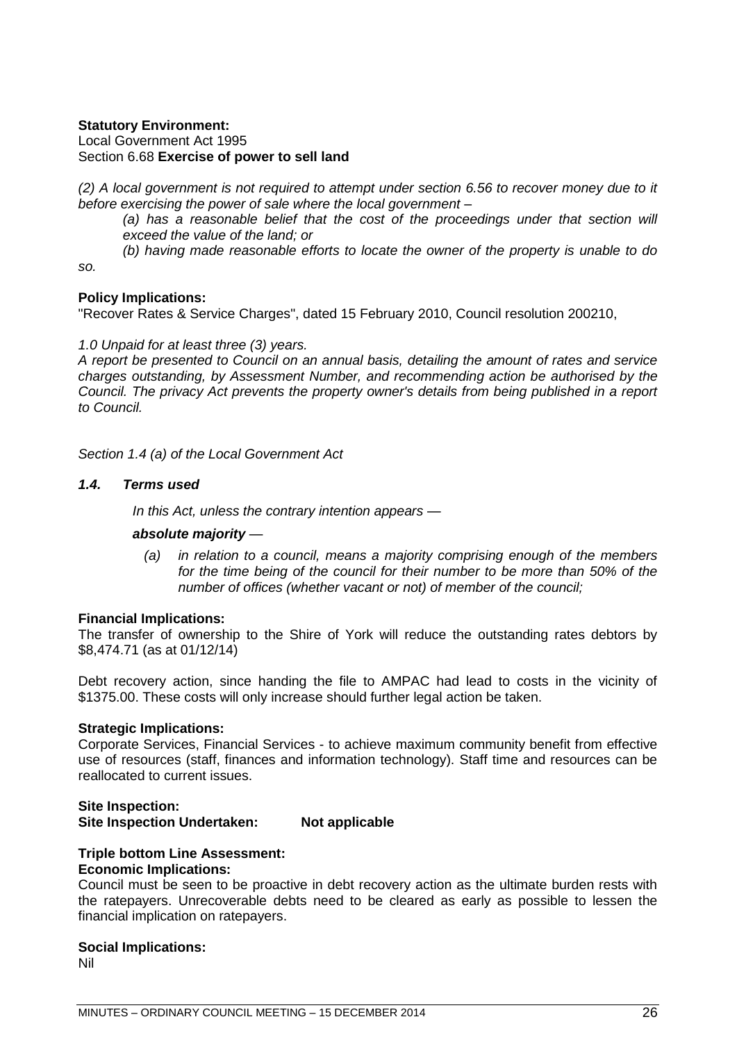**Statutory Environment:**
Local Government Act 1995
Section 6.68 **Exercise of power to sell land**

*(2) A local government is not required to attempt under section 6.56 to recover money due to it before exercising the power of sale where the local government –*

> *(a) has a reasonable belief that the cost of the proceedings under that section will exceed the value of the land; or*
>
> *(b) having made reasonable efforts to locate the owner of the property is unable to do so.*

**Policy Implications:**
"Recover Rates & Service Charges", dated 15 February 2010, Council resolution 200210,

*1.0 Unpaid for at least three (3) years.*
*A report be presented to Council on an annual basis, detailing the amount of rates and service charges outstanding, by Assessment Number, and recommending action be authorised by the Council. The privacy Act prevents the property owner's details from being published in a report to Council.*

*Section 1.4 (a) of the Local Government Act*

***1.4. Terms used***

*In this Act, unless the contrary intention appears —*

***absolute majority*** *—*

*(a) in relation to a council, means a majority comprising enough of the members for the time being of the council for their number to be more than 50% of the number of offices (whether vacant or not) of member of the council;*

**Financial Implications:**
The transfer of ownership to the Shire of York will reduce the outstanding rates debtors by $8,474.71 (as at 01/12/14)

Debt recovery action, since handing the file to AMPAC had lead to costs in the vicinity of $1375.00. These costs will only increase should further legal action be taken.

**Strategic Implications:**
Corporate Services, Financial Services - to achieve maximum community benefit from effective use of resources (staff, finances and information technology). Staff time and resources can be reallocated to current issues.

**Site Inspection:**
**Site Inspection Undertaken: Not applicable**

**Triple bottom Line Assessment:**
**Economic Implications:**
Council must be seen to be proactive in debt recovery action as the ultimate burden rests with the ratepayers. Unrecoverable debts need to be cleared as early as possible to lessen the financial implication on ratepayers.

**Social Implications:**
Nil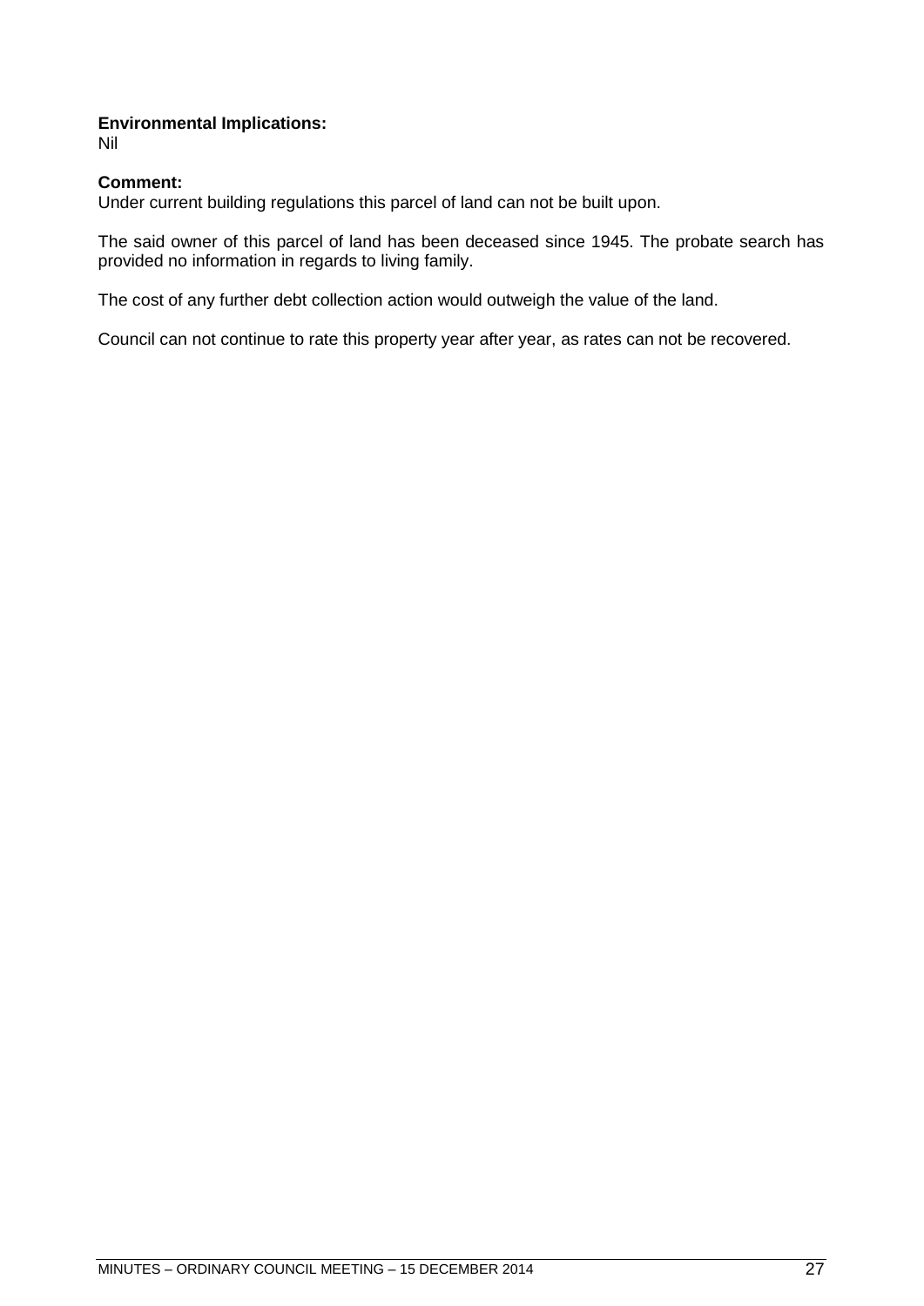**Environmental Implications:**
Nil

**Comment:**
Under current building regulations this parcel of land can not be built upon.

The said owner of this parcel of land has been deceased since 1945. The probate search has provided no information in regards to living family.

The cost of any further debt collection action would outweigh the value of the land.

Council can not continue to rate this property year after year, as rates can not be recovered.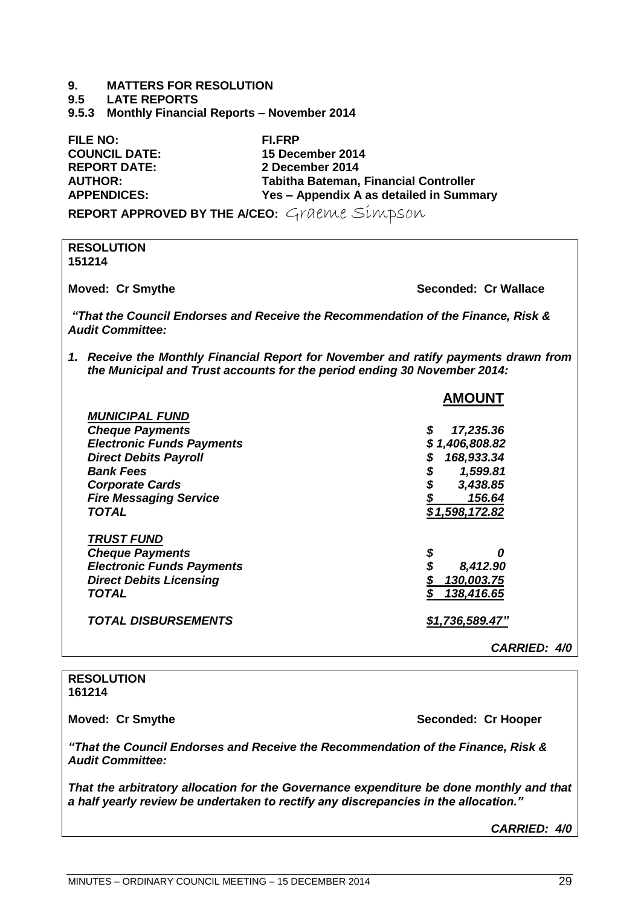# 9. MATTERS FOR RESOLUTION

## 9.5 LATE REPORTS

### 9.5.3 Monthly Financial Reports – November 2014

| | |
|---|---|
| **FILE NO:** | **FI.FRP** |
| **COUNCIL DATE:** | **15 December 2014** |
| **REPORT DATE:** | **2 December 2014** |
| **AUTHOR:** | **Tabitha Bateman, Financial Controller** |
| **APPENDICES:** | **Yes – Appendix A as detailed in Summary** |

**REPORT APPROVED BY THE A/CEO:** Graeme Simpson

**RESOLUTION**
**151214**

**Moved: Cr Smythe** **Seconded: Cr Wallace**

***"That the Council Endorses and Receive the Recommendation of the Finance, Risk & Audit Committee:***

1. ***Receive the Monthly Financial Report for November and ratify payments drawn from the Municipal and Trust accounts for the period ending 30 November 2014:***

| | **AMOUNT** |
|---|---|
| ***MUNICIPAL FUND*** | |
| ***Cheque Payments*** | ***$ 17,235.36*** |
| ***Electronic Funds Payments*** | ***$ 1,406,808.82*** |
| ***Direct Debits Payroll*** | ***$ 168,933.34*** |
| ***Bank Fees*** | ***$ 1,599.81*** |
| ***Corporate Cards*** | ***$ 3,438.85*** |
| ***Fire Messaging Service*** | ***$ 156.64*** |
| ***TOTAL*** | ***$1,598,172.82*** |
| ***TRUST FUND*** | |
| ***Cheque Payments*** | ***$ 0*** |
| ***Electronic Funds Payments*** | ***$ 8,412.90*** |
| ***Direct Debits Licensing*** | ***$ 130,003.75*** |
| ***TOTAL*** | ***$ 138,416.65*** |
| ***TOTAL DISBURSEMENTS*** | ***$1,736,589.47"*** |

***CARRIED: 4/0***

**RESOLUTION**
**161214**

**Moved: Cr Smythe** **Seconded: Cr Hooper**

***"That the Council Endorses and Receive the Recommendation of the Finance, Risk & Audit Committee:***

***That the arbitratory allocation for the Governance expenditure be done monthly and that a half yearly review be undertaken to rectify any discrepancies in the allocation."***

***CARRIED: 4/0***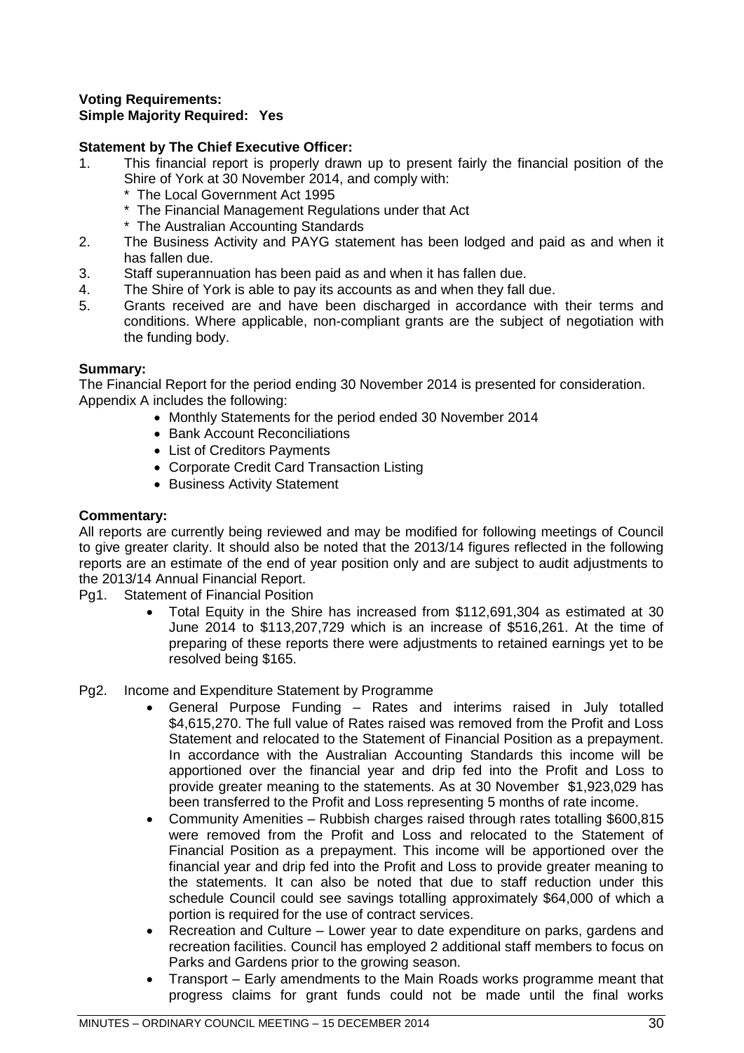**Voting Requirements:**
**Simple Majority Required: Yes**

**Statement by The Chief Executive Officer:**

1. This financial report is properly drawn up to present fairly the financial position of the Shire of York at 30 November 2014, and comply with:
   * The Local Government Act 1995
   * The Financial Management Regulations under that Act
   * The Australian Accounting Standards
2. The Business Activity and PAYG statement has been lodged and paid as and when it has fallen due.
3. Staff superannuation has been paid as and when it has fallen due.
4. The Shire of York is able to pay its accounts as and when they fall due.
5. Grants received are and have been discharged in accordance with their terms and conditions. Where applicable, non-compliant grants are the subject of negotiation with the funding body.

**Summary:**

The Financial Report for the period ending 30 November 2014 is presented for consideration.
Appendix A includes the following:

- Monthly Statements for the period ended 30 November 2014
- Bank Account Reconciliations
- List of Creditors Payments
- Corporate Credit Card Transaction Listing
- Business Activity Statement

**Commentary:**

All reports are currently being reviewed and may be modified for following meetings of Council to give greater clarity. It should also be noted that the 2013/14 figures reflected in the following reports are an estimate of the end of year position only and are subject to audit adjustments to the 2013/14 Annual Financial Report.

Pg1. Statement of Financial Position

- Total Equity in the Shire has increased from $112,691,304 as estimated at 30 June 2014 to $113,207,729 which is an increase of $516,261. At the time of preparing of these reports there were adjustments to retained earnings yet to be resolved being $165.

Pg2. Income and Expenditure Statement by Programme

- General Purpose Funding – Rates and interims raised in July totalled $4,615,270. The full value of Rates raised was removed from the Profit and Loss Statement and relocated to the Statement of Financial Position as a prepayment. In accordance with the Australian Accounting Standards this income will be apportioned over the financial year and drip fed into the Profit and Loss to provide greater meaning to the statements. As at 30 November $1,923,029 has been transferred to the Profit and Loss representing 5 months of rate income.
- Community Amenities – Rubbish charges raised through rates totalling $600,815 were removed from the Profit and Loss and relocated to the Statement of Financial Position as a prepayment. This income will be apportioned over the financial year and drip fed into the Profit and Loss to provide greater meaning to the statements. It can also be noted that due to staff reduction under this schedule Council could see savings totalling approximately $64,000 of which a portion is required for the use of contract services.
- Recreation and Culture – Lower year to date expenditure on parks, gardens and recreation facilities. Council has employed 2 additional staff members to focus on Parks and Gardens prior to the growing season.
- Transport – Early amendments to the Main Roads works programme meant that progress claims for grant funds could not be made until the final works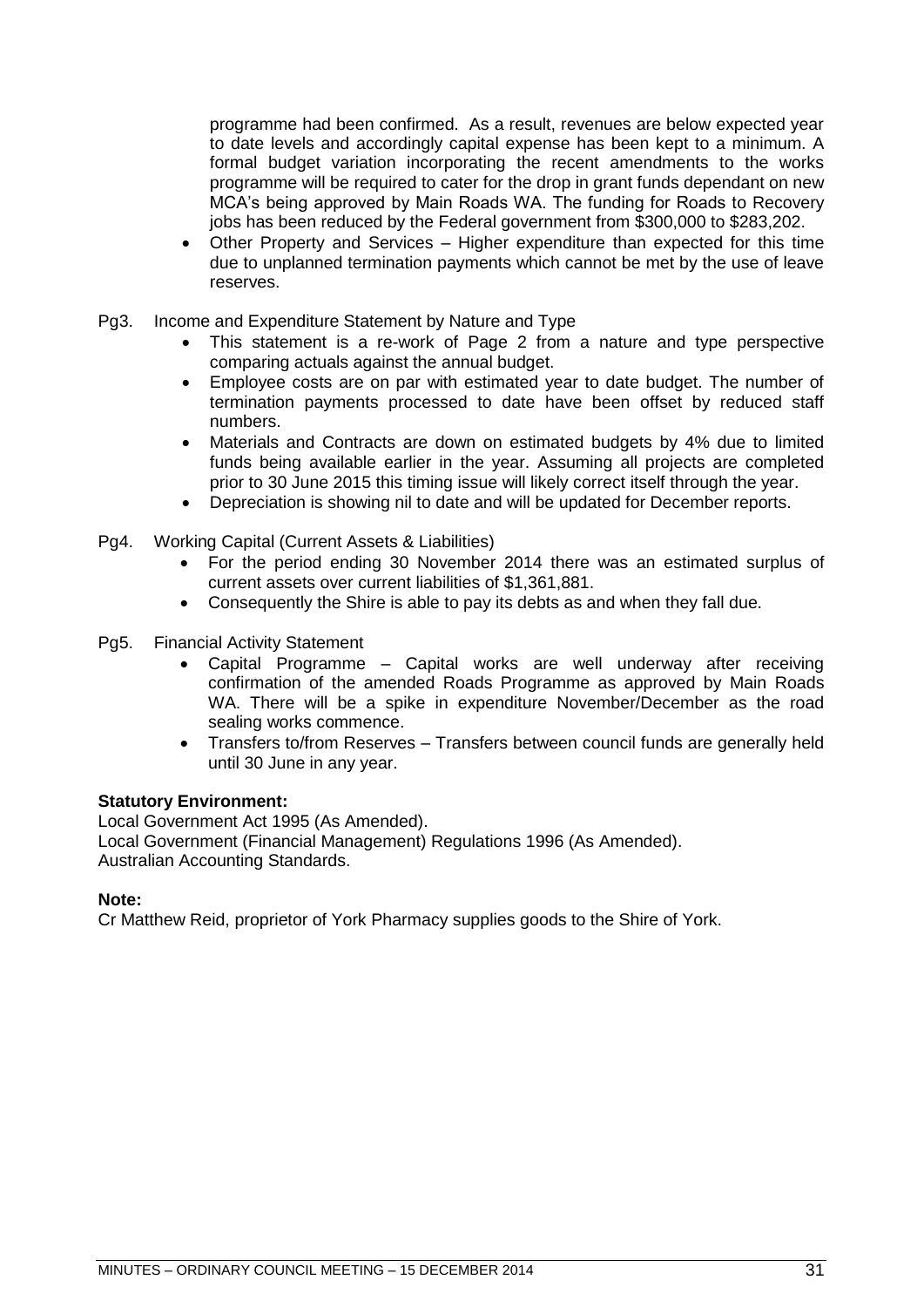programme had been confirmed. As a result, revenues are below expected year to date levels and accordingly capital expense has been kept to a minimum. A formal budget variation incorporating the recent amendments to the works programme will be required to cater for the drop in grant funds dependant on new MCA's being approved by Main Roads WA. The funding for Roads to Recovery jobs has been reduced by the Federal government from $300,000 to $283,202.

- Other Property and Services – Higher expenditure than expected for this time due to unplanned termination payments which cannot be met by the use of leave reserves.

Pg3. Income and Expenditure Statement by Nature and Type

- This statement is a re-work of Page 2 from a nature and type perspective comparing actuals against the annual budget.
- Employee costs are on par with estimated year to date budget. The number of termination payments processed to date have been offset by reduced staff numbers.
- Materials and Contracts are down on estimated budgets by 4% due to limited funds being available earlier in the year. Assuming all projects are completed prior to 30 June 2015 this timing issue will likely correct itself through the year.
- Depreciation is showing nil to date and will be updated for December reports.

Pg4. Working Capital (Current Assets & Liabilities)

- For the period ending 30 November 2014 there was an estimated surplus of current assets over current liabilities of $1,361,881.
- Consequently the Shire is able to pay its debts as and when they fall due.

Pg5. Financial Activity Statement

- Capital Programme – Capital works are well underway after receiving confirmation of the amended Roads Programme as approved by Main Roads WA. There will be a spike in expenditure November/December as the road sealing works commence.
- Transfers to/from Reserves – Transfers between council funds are generally held until 30 June in any year.

**Statutory Environment:**

Local Government Act 1995 (As Amended).
Local Government (Financial Management) Regulations 1996 (As Amended).
Australian Accounting Standards.

**Note:**

Cr Matthew Reid, proprietor of York Pharmacy supplies goods to the Shire of York.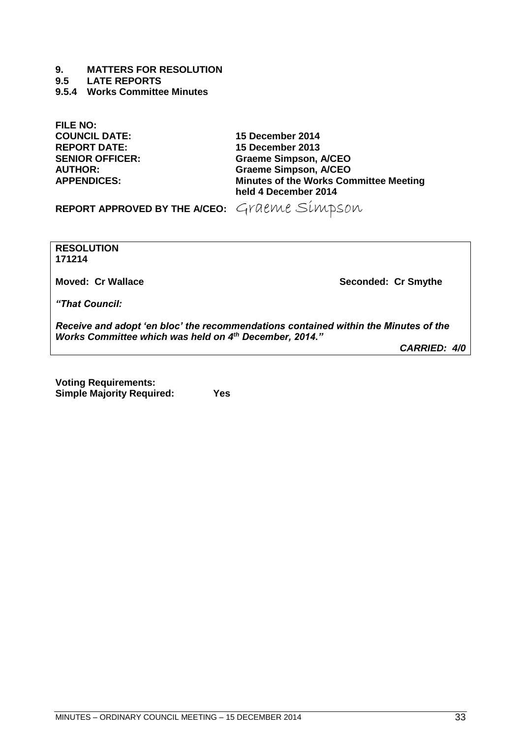**9. MATTERS FOR RESOLUTION**
**9.5 LATE REPORTS**
**9.5.4 Works Committee Minutes**

| | |
|---|---|
| **FILE NO:** | |
| **COUNCIL DATE:** | **15 December 2014** |
| **REPORT DATE:** | **15 December 2013** |
| **SENIOR OFFICER:** | **Graeme Simpson, A/CEO** |
| **AUTHOR:** | **Graeme Simpson, A/CEO** |
| **APPENDICES:** | **Minutes of the Works Committee Meeting held 4 December 2014** |

**REPORT APPROVED BY THE A/CEO:** Graeme Simpson

**RESOLUTION**
**171214**

**Moved: Cr Wallace** **Seconded: Cr Smythe**

***"That Council:***

***Receive and adopt 'en bloc' the recommendations contained within the Minutes of the Works Committee which was held on 4th December, 2014."***

***CARRIED: 4/0***

**Voting Requirements:**
**Simple Majority Required: Yes**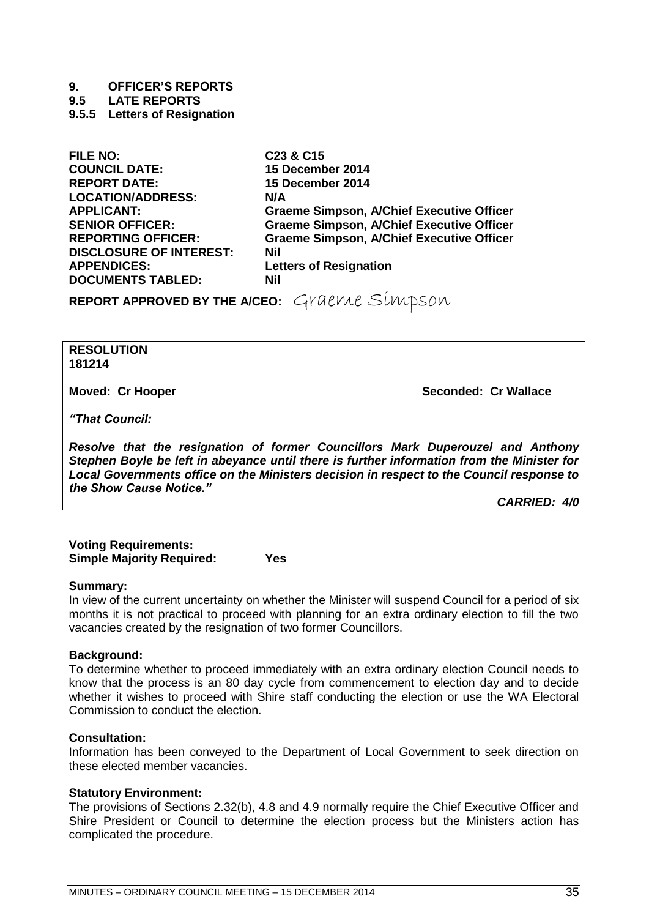# 9. OFFICER'S REPORTS

## 9.5 LATE REPORTS

### 9.5.5 Letters of Resignation

| | |
|---|---|
| **FILE NO:** | **C23 & C15** |
| **COUNCIL DATE:** | **15 December 2014** |
| **REPORT DATE:** | **15 December 2014** |
| **LOCATION/ADDRESS:** | **N/A** |
| **APPLICANT:** | **Graeme Simpson, A/Chief Executive Officer** |
| **SENIOR OFFICER:** | **Graeme Simpson, A/Chief Executive Officer** |
| **REPORTING OFFICER:** | **Graeme Simpson, A/Chief Executive Officer** |
| **DISCLOSURE OF INTEREST:** | **Nil** |
| **APPENDICES:** | **Letters of Resignation** |
| **DOCUMENTS TABLED:** | **Nil** |

**REPORT APPROVED BY THE A/CEO:** Graeme Simpson

**RESOLUTION**
**181214**

**Moved: Cr Hooper** **Seconded: Cr Wallace**

***"That Council:***

***Resolve that the resignation of former Councillors Mark Duperouzel and Anthony Stephen Boyle be left in abeyance until there is further information from the Minister for Local Governments office on the Ministers decision in respect to the Council response to the Show Cause Notice."***

***CARRIED: 4/0***

**Voting Requirements:**
**Simple Majority Required: Yes**

**Summary:**
In view of the current uncertainty on whether the Minister will suspend Council for a period of six months it is not practical to proceed with planning for an extra ordinary election to fill the two vacancies created by the resignation of two former Councillors.

**Background:**
To determine whether to proceed immediately with an extra ordinary election Council needs to know that the process is an 80 day cycle from commencement to election day and to decide whether it wishes to proceed with Shire staff conducting the election or use the WA Electoral Commission to conduct the election.

**Consultation:**
Information has been conveyed to the Department of Local Government to seek direction on these elected member vacancies.

**Statutory Environment:**
The provisions of Sections 2.32(b), 4.8 and 4.9 normally require the Chief Executive Officer and Shire President or Council to determine the election process but the Ministers action has complicated the procedure.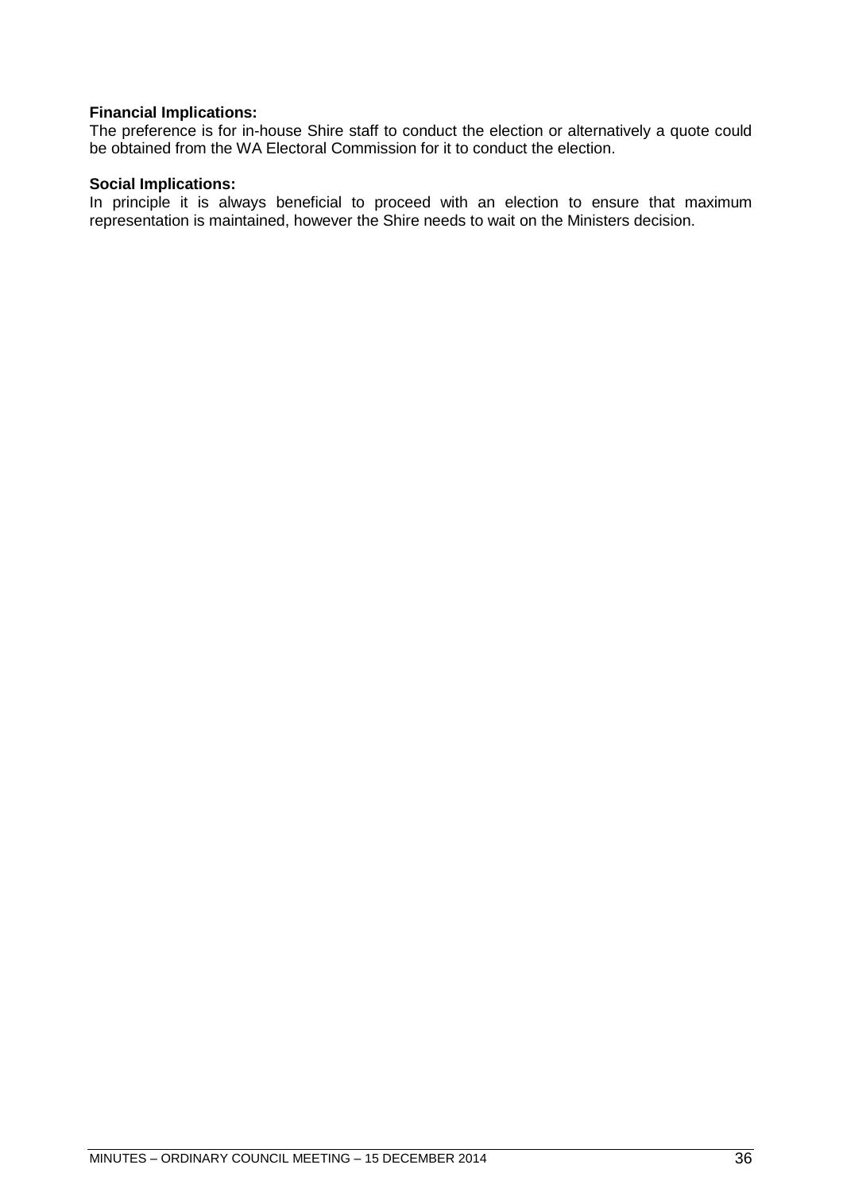**Financial Implications:**
The preference is for in-house Shire staff to conduct the election or alternatively a quote could be obtained from the WA Electoral Commission for it to conduct the election.

**Social Implications:**
In principle it is always beneficial to proceed with an election to ensure that maximum representation is maintained, however the Shire needs to wait on the Ministers decision.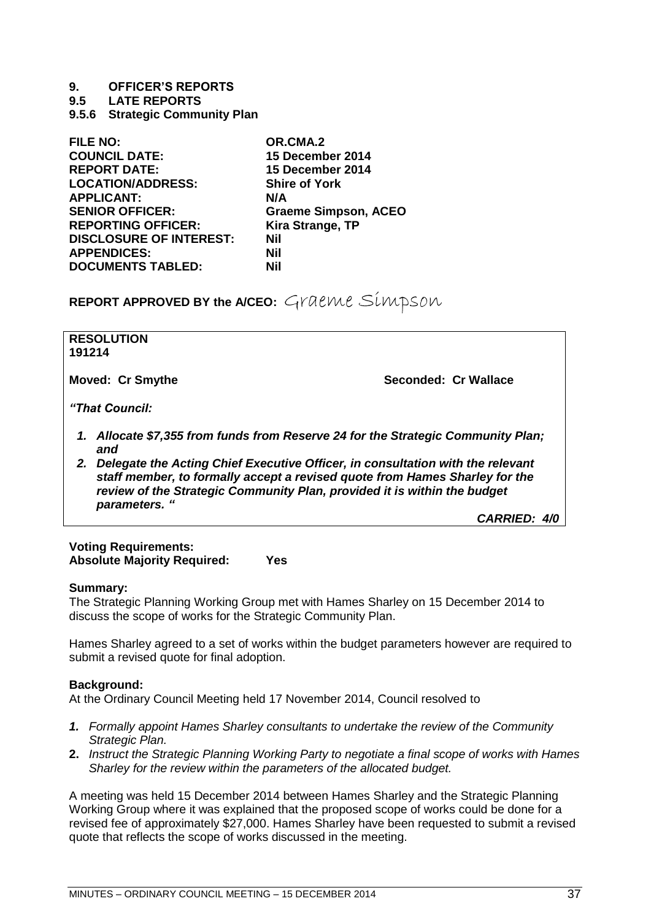# 9. OFFICER'S REPORTS

## 9.5 LATE REPORTS

### 9.5.6 Strategic Community Plan

| | |
|---|---|
| **FILE NO:** | **OR.CMA.2** |
| **COUNCIL DATE:** | **15 December 2014** |
| **REPORT DATE:** | **15 December 2014** |
| **LOCATION/ADDRESS:** | **Shire of York** |
| **APPLICANT:** | **N/A** |
| **SENIOR OFFICER:** | **Graeme Simpson, ACEO** |
| **REPORTING OFFICER:** | **Kira Strange, TP** |
| **DISCLOSURE OF INTEREST:** | **Nil** |
| **APPENDICES:** | **Nil** |
| **DOCUMENTS TABLED:** | **Nil** |

**REPORT APPROVED BY the A/CEO:** Graeme Simpson

**RESOLUTION**
**191214**

**Moved: Cr Smythe** **Seconded: Cr Wallace**

***"That Council:***

1. ***Allocate $7,355 from funds from Reserve 24 for the Strategic Community Plan; and***
2. ***Delegate the Acting Chief Executive Officer, in consultation with the relevant staff member, to formally accept a revised quote from Hames Sharley for the review of the Strategic Community Plan, provided it is within the budget parameters. "***

***CARRIED: 4/0***

**Voting Requirements:**
**Absolute Majority Required: Yes**

**Summary:**
The Strategic Planning Working Group met with Hames Sharley on 15 December 2014 to discuss the scope of works for the Strategic Community Plan.

Hames Sharley agreed to a set of works within the budget parameters however are required to submit a revised quote for final adoption.

**Background:**
At the Ordinary Council Meeting held 17 November 2014, Council resolved to

1. *Formally appoint Hames Sharley consultants to undertake the review of the Community Strategic Plan.*
2. *Instruct the Strategic Planning Working Party to negotiate a final scope of works with Hames Sharley for the review within the parameters of the allocated budget.*

A meeting was held 15 December 2014 between Hames Sharley and the Strategic Planning Working Group where it was explained that the proposed scope of works could be done for a revised fee of approximately $27,000. Hames Sharley have been requested to submit a revised quote that reflects the scope of works discussed in the meeting.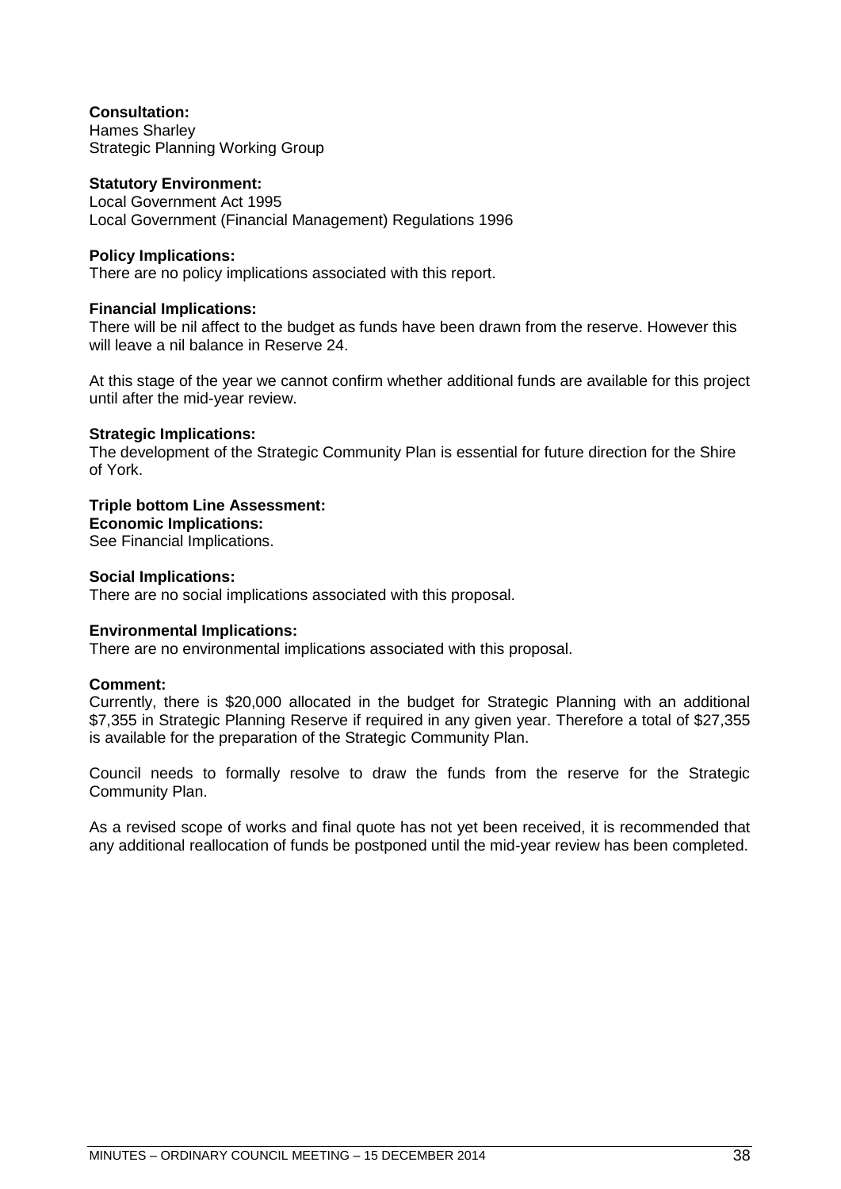**Consultation:**
Hames Sharley
Strategic Planning Working Group

**Statutory Environment:**
Local Government Act 1995
Local Government (Financial Management) Regulations 1996

**Policy Implications:**
There are no policy implications associated with this report.

**Financial Implications:**
There will be nil affect to the budget as funds have been drawn from the reserve. However this will leave a nil balance in Reserve 24.

At this stage of the year we cannot confirm whether additional funds are available for this project until after the mid-year review.

**Strategic Implications:**
The development of the Strategic Community Plan is essential for future direction for the Shire of York.

**Triple bottom Line Assessment:**
**Economic Implications:**
See Financial Implications.

**Social Implications:**
There are no social implications associated with this proposal.

**Environmental Implications:**
There are no environmental implications associated with this proposal.

**Comment:**
Currently, there is \$20,000 allocated in the budget for Strategic Planning with an additional \$7,355 in Strategic Planning Reserve if required in any given year. Therefore a total of \$27,355 is available for the preparation of the Strategic Community Plan.

Council needs to formally resolve to draw the funds from the reserve for the Strategic Community Plan.

As a revised scope of works and final quote has not yet been received, it is recommended that any additional reallocation of funds be postponed until the mid-year review has been completed.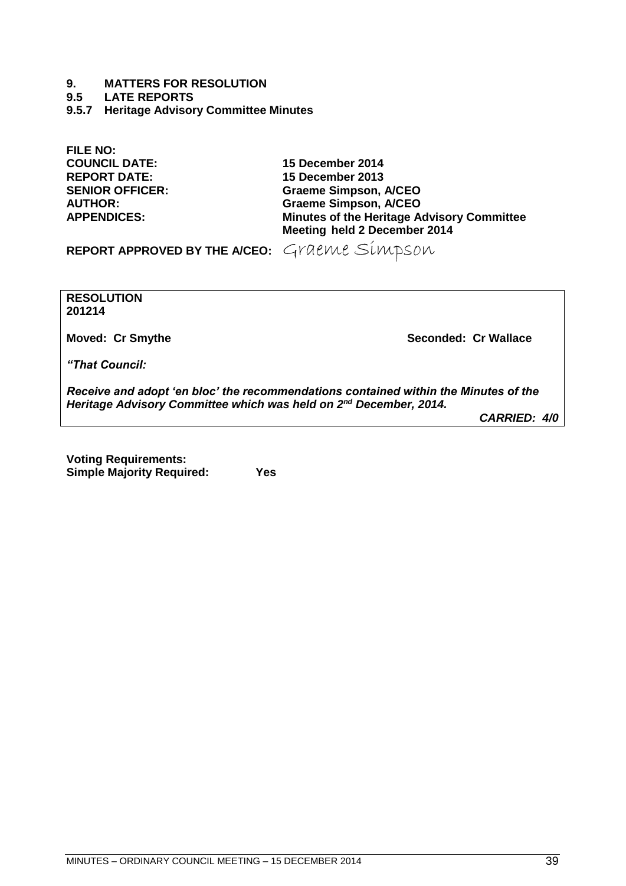**9. MATTERS FOR RESOLUTION**
**9.5 LATE REPORTS**
**9.5.7 Heritage Advisory Committee Minutes**

| | |
|---|---|
| **FILE NO:** | |
| **COUNCIL DATE:** | **15 December 2014** |
| **REPORT DATE:** | **15 December 2013** |
| **SENIOR OFFICER:** | **Graeme Simpson, A/CEO** |
| **AUTHOR:** | **Graeme Simpson, A/CEO** |
| **APPENDICES:** | **Minutes of the Heritage Advisory Committee Meeting held 2 December 2014** |

**REPORT APPROVED BY THE A/CEO:** Graeme Simpson

**RESOLUTION**
**201214**

**Moved: Cr Smythe** **Seconded: Cr Wallace**

***"That Council:***

***Receive and adopt 'en bloc' the recommendations contained within the Minutes of the Heritage Advisory Committee which was held on 2nd December, 2014.***

***CARRIED: 4/0***

**Voting Requirements:**
**Simple Majority Required: Yes**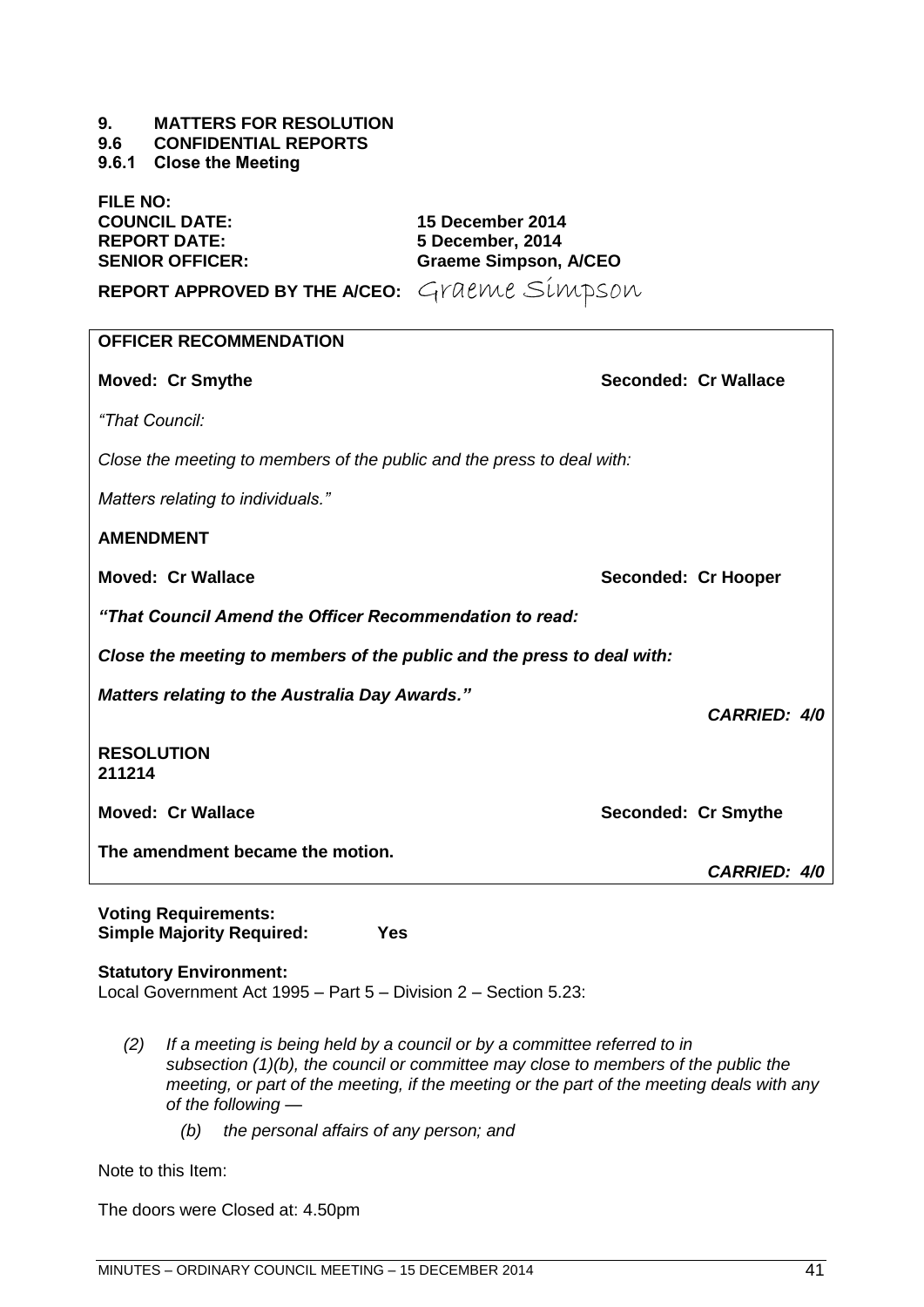# 9. MATTERS FOR RESOLUTION
## 9.6 CONFIDENTIAL REPORTS
### 9.6.1 Close the Meeting

**FILE NO:**
**COUNCIL DATE:** 15 December 2014
**REPORT DATE:** 5 December, 2014
**SENIOR OFFICER:** Graeme Simpson, A/CEO

**REPORT APPROVED BY THE A/CEO:** Graeme Simpson

**OFFICER RECOMMENDATION**

**Moved: Cr Smythe** **Seconded: Cr Wallace**

*"That Council:*

*Close the meeting to members of the public and the press to deal with:*

*Matters relating to individuals."*

**AMENDMENT**

**Moved: Cr Wallace** **Seconded: Cr Hooper**

***"That Council Amend the Officer Recommendation to read:***

***Close the meeting to members of the public and the press to deal with:***

***Matters relating to the Australia Day Awards."***

***CARRIED: 4/0***

**RESOLUTION**
**211214**

**Moved: Cr Wallace** **Seconded: Cr Smythe**

**The amendment became the motion.**

***CARRIED: 4/0***

**Voting Requirements:**
**Simple Majority Required: Yes**

**Statutory Environment:**
Local Government Act 1995 – Part 5 – Division 2 – Section 5.23:

*(2) If a meeting is being held by a council or by a committee referred to in subsection (1)(b), the council or committee may close to members of the public the meeting, or part of the meeting, if the meeting or the part of the meeting deals with any of the following —*

*(b) the personal affairs of any person; and*

Note to this Item:

The doors were Closed at: 4.50pm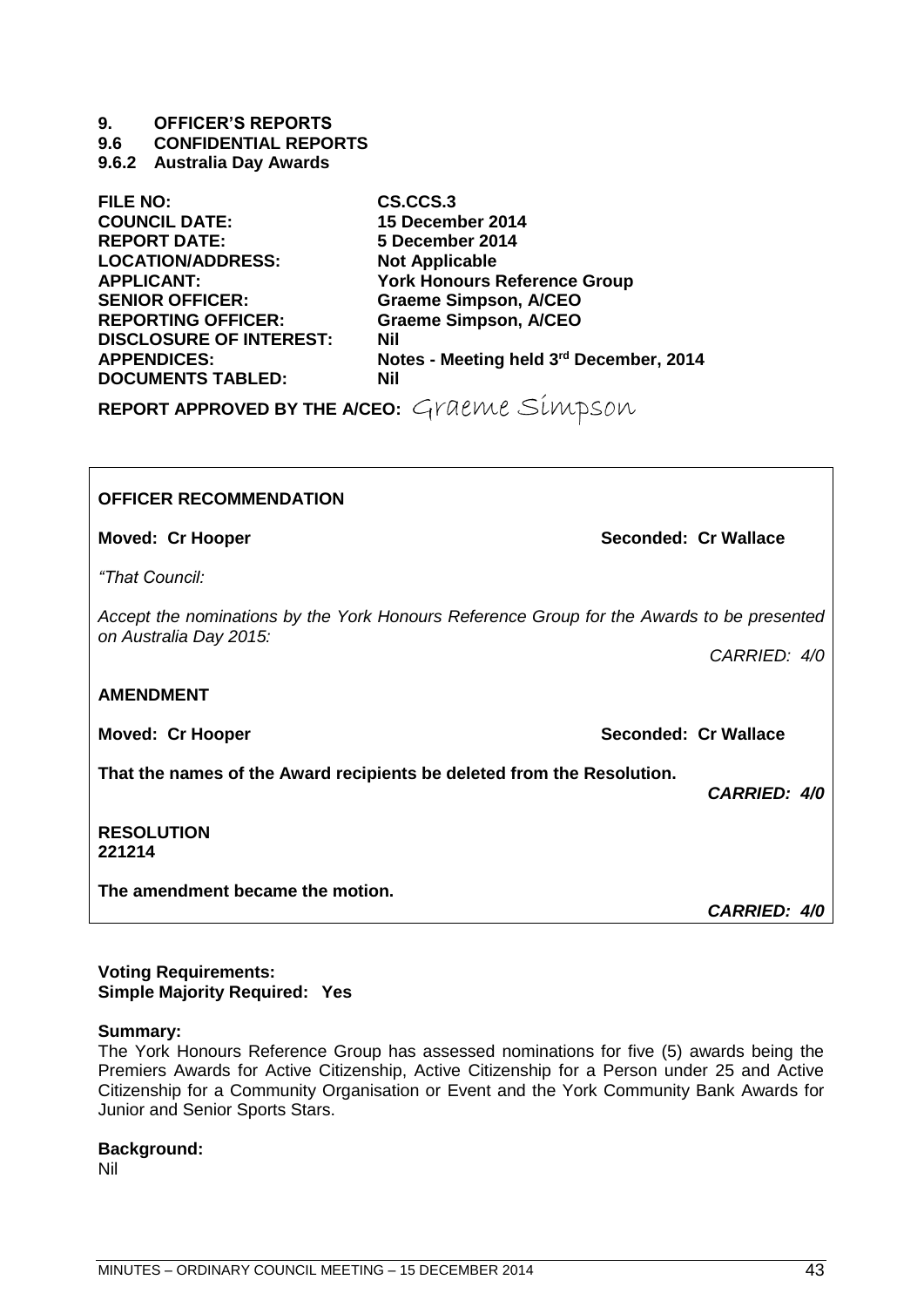# 9. OFFICER'S REPORTS

## 9.6 CONFIDENTIAL REPORTS

### 9.6.2 Australia Day Awards

| | |
|---|---|
| **FILE NO:** | **CS.CCS.3** |
| **COUNCIL DATE:** | **15 December 2014** |
| **REPORT DATE:** | **5 December 2014** |
| **LOCATION/ADDRESS:** | **Not Applicable** |
| **APPLICANT:** | **York Honours Reference Group** |
| **SENIOR OFFICER:** | **Graeme Simpson, A/CEO** |
| **REPORTING OFFICER:** | **Graeme Simpson, A/CEO** |
| **DISCLOSURE OF INTEREST:** | **Nil** |
| **APPENDICES:** | **Notes - Meeting held 3rd December, 2014** |
| **DOCUMENTS TABLED:** | **Nil** |

**REPORT APPROVED BY THE A/CEO:** Graeme Simpson

**OFFICER RECOMMENDATION**

**Moved: Cr Hooper** **Seconded: Cr Wallace**

*"That Council:*

*Accept the nominations by the York Honours Reference Group for the Awards to be presented on Australia Day 2015:*

*CARRIED: 4/0*

**AMENDMENT**

**Moved: Cr Hooper** **Seconded: Cr Wallace**

**That the names of the Award recipients be deleted from the Resolution.**

***CARRIED: 4/0***

**RESOLUTION**
**221214**

**The amendment became the motion.**

***CARRIED: 4/0***

**Voting Requirements:**
**Simple Majority Required: Yes**

**Summary:**
The York Honours Reference Group has assessed nominations for five (5) awards being the Premiers Awards for Active Citizenship, Active Citizenship for a Person under 25 and Active Citizenship for a Community Organisation or Event and the York Community Bank Awards for Junior and Senior Sports Stars.

**Background:**
Nil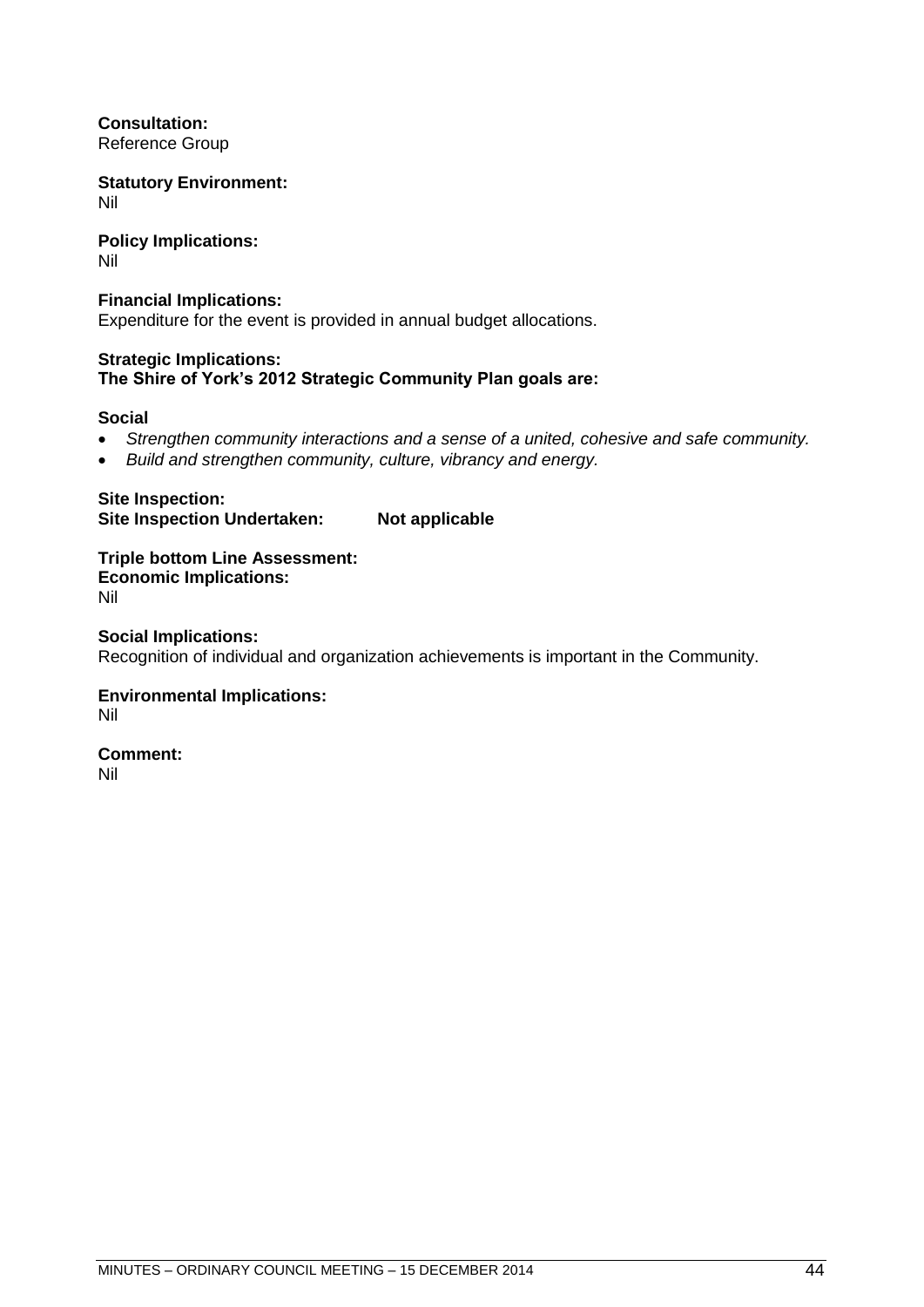**Consultation:**
Reference Group

**Statutory Environment:**
Nil

**Policy Implications:**
Nil

**Financial Implications:**
Expenditure for the event is provided in annual budget allocations.

**Strategic Implications:**
**The Shire of York's 2012 Strategic Community Plan goals are:**

**Social**

- *Strengthen community interactions and a sense of a united, cohesive and safe community.*
- *Build and strengthen community, culture, vibrancy and energy.*

**Site Inspection:**
**Site Inspection Undertaken: Not applicable**

**Triple bottom Line Assessment:**
**Economic Implications:**
Nil

**Social Implications:**
Recognition of individual and organization achievements is important in the Community.

**Environmental Implications:**
Nil

**Comment:**
Nil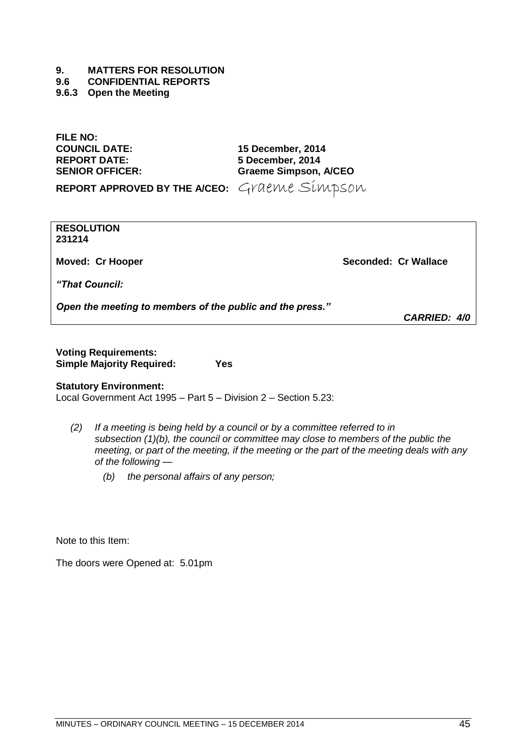# 9. MATTERS FOR RESOLUTION

## 9.6 CONFIDENTIAL REPORTS

### 9.6.3 Open the Meeting

**FILE NO:**
**COUNCIL DATE:** **15 December, 2014**
**REPORT DATE:** **5 December, 2014**
**SENIOR OFFICER:** **Graeme Simpson, A/CEO**

**REPORT APPROVED BY THE A/CEO:** Graeme Simpson

**RESOLUTION**
**231214**

**Moved: Cr Hooper** **Seconded: Cr Wallace**

***"That Council:***

***Open the meeting to members of the public and the press."***

***CARRIED: 4/0***

**Voting Requirements:**
**Simple Majority Required: Yes**

**Statutory Environment:**
Local Government Act 1995 – Part 5 – Division 2 – Section 5.23:

*(2) If a meeting is being held by a council or by a committee referred to in subsection (1)(b), the council or committee may close to members of the public the meeting, or part of the meeting, if the meeting or the part of the meeting deals with any of the following —*

*(b) the personal affairs of any person;*

Note to this Item:

The doors were Opened at: 5.01pm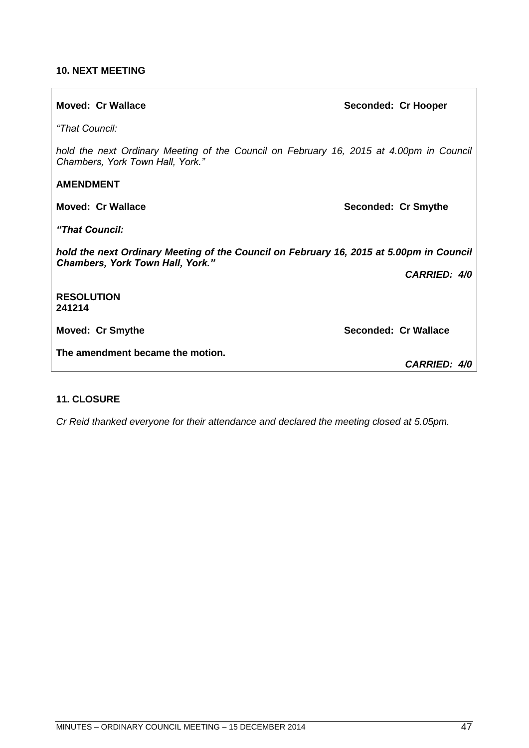### 10. NEXT MEETING

**Moved: Cr Wallace** **Seconded: Cr Hooper**

*"That Council:*

*hold the next Ordinary Meeting of the Council on February 16, 2015 at 4.00pm in Council Chambers, York Town Hall, York."*

**AMENDMENT**

**Moved: Cr Wallace** **Seconded: Cr Smythe**

***"That Council:***

***hold the next Ordinary Meeting of the Council on February 16, 2015 at 5.00pm in Council Chambers, York Town Hall, York."***

***CARRIED: 4/0***

**RESOLUTION**
**241214**

**Moved: Cr Smythe** **Seconded: Cr Wallace**

**The amendment became the motion.**

***CARRIED: 4/0***

### 11. CLOSURE

*Cr Reid thanked everyone for their attendance and declared the meeting closed at 5.05pm.*